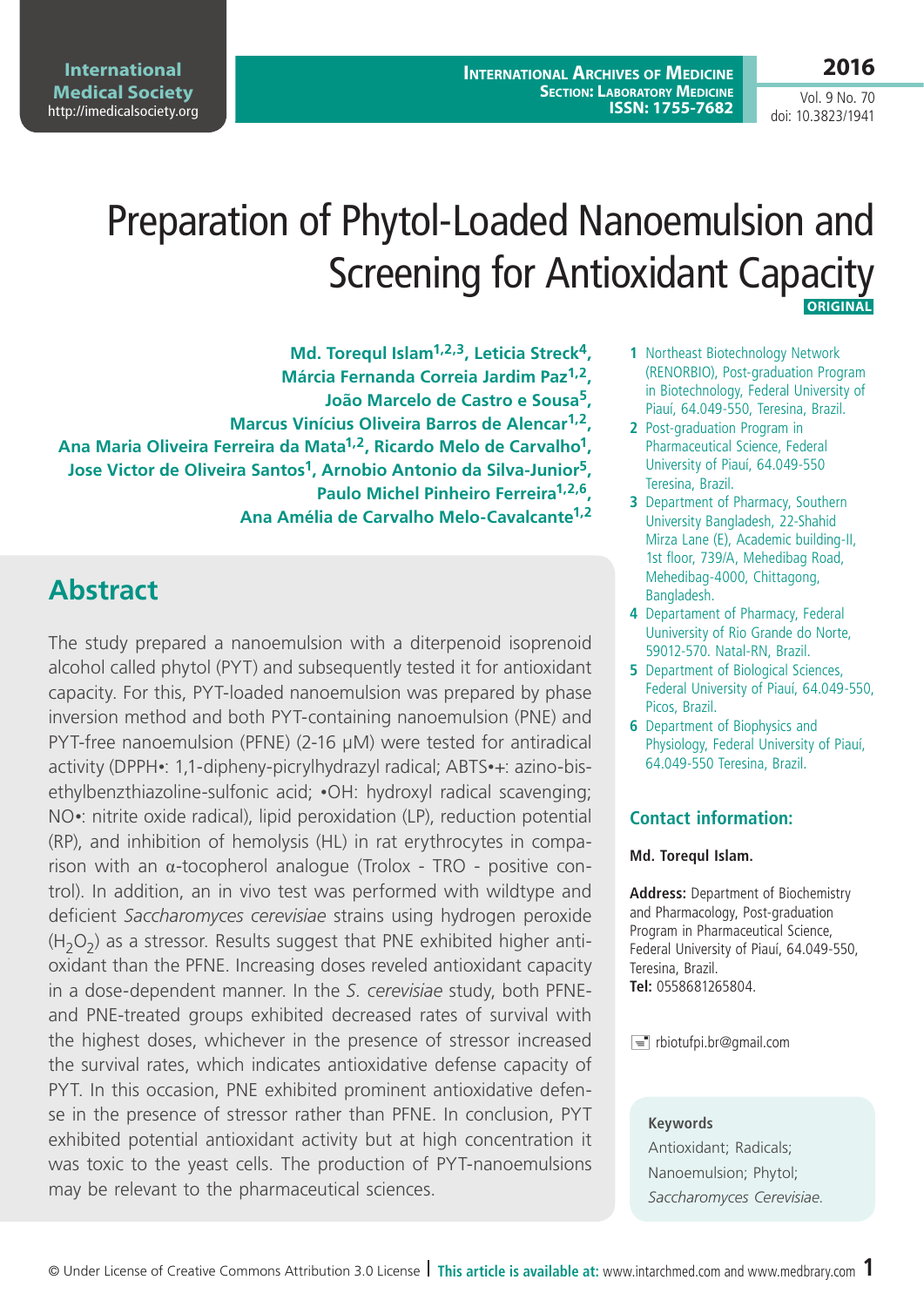# Preparation of Phytol-Loaded Nanoemulsion and Screening for Antioxidant Capacity

ORIGINAL

**Md. Torequl Islam[1,2,3], Leticia Streck[4], Márcia Fernanda Correia Jardim Paz[1,2], João Marcelo de Castro e Sousa[5], Marcus Vinícius Oliveira Barros de Alencar[1,2], Ana Maria Oliveira Ferreira da Mata[1,2], Ricardo Melo de Carvalho[1], Jose Victor de Oliveira Santos[1], Arnobio Antonio da Silva-Junior[5], Paulo Michel Pinheiro Ferreira[1,2,6], Ana Amélia de Carvalho Melo-Cavalcante[1,2]**

1. Northeast Biotechnology Network (RENORBIO), Post-graduation Program in Biotechnology, Federal University of Piauí, 64.049-550, Teresina, Brazil.
2. Post-graduation Program in Pharmaceutical Science, Federal University of Piauí, 64.049-550 Teresina, Brazil.
3. Department of Pharmacy, Southern University Bangladesh, 22-Shahid Mirza Lane (E), Academic building-II, 1st floor, 739/A, Mehedibag Road, Mehedibag-4000, Chittagong, Bangladesh.
4. Departament of Pharmacy, Federal Uuniversity of Rio Grande do Norte, 59012-570. Natal-RN, Brazil.
5. Department of Biological Sciences, Federal University of Piauí, 64.049-550, Picos, Brazil.
6. Department of Biophysics and Physiology, Federal University of Piauí, 64.049-550 Teresina, Brazil.

## Abstract

The study prepared a nanoemulsion with a diterpenoid isoprenoid alcohol called phytol (PYT) and subsequently tested it for antioxidant capacity. For this, PYT-loaded nanoemulsion was prepared by phase inversion method and both PYT-containing nanoemulsion (PNE) and PYT-free nanoemulsion (PFNE) (2-16 μM) were tested for antiradical activity (DPPH•: 1,1-dipheny-picrylhydrazyl radical; ABTS•+: azino-bis-ethylbenzthiazoline-sulfonic acid; •OH: hydroxyl radical scavenging; NO•: nitrite oxide radical), lipid peroxidation (LP), reduction potential (RP), and inhibition of hemolysis (HL) in rat erythrocytes in comparison with an α-tocopherol analogue (Trolox - TRO - positive control). In addition, an in vivo test was performed with wildtype and deficient *Saccharomyces cerevisiae* strains using hydrogen peroxide ($H_2O_2$) as a stressor. Results suggest that PNE exhibited higher antioxidant than the PFNE. Increasing doses reveled antioxidant capacity in a dose-dependent manner. In the *S. cerevisiae* study, both PFNE- and PNE-treated groups exhibited decreased rates of survival with the highest doses, whichever in the presence of stressor increased the survival rates, which indicates antioxidative defense capacity of PYT. In this occasion, PNE exhibited prominent antioxidative defense in the presence of stressor rather than PFNE. In conclusion, PYT exhibited potential antioxidant activity but at high concentration it was toxic to the yeast cells. The production of PYT-nanoemulsions may be relevant to the pharmaceutical sciences.

### Contact information:

**Md. Torequl Islam.**

**Address:** Department of Biochemistry and Pharmacology, Post-graduation Program in Pharmaceutical Science, Federal University of Piauí, 64.049-550, Teresina, Brazil.
**Tel:** 0558681265804.

rbiotufpi.br@gmail.com

### Keywords

Antioxidant; Radicals; Nanoemulsion; Phytol; *Saccharomyces Cerevisiae*.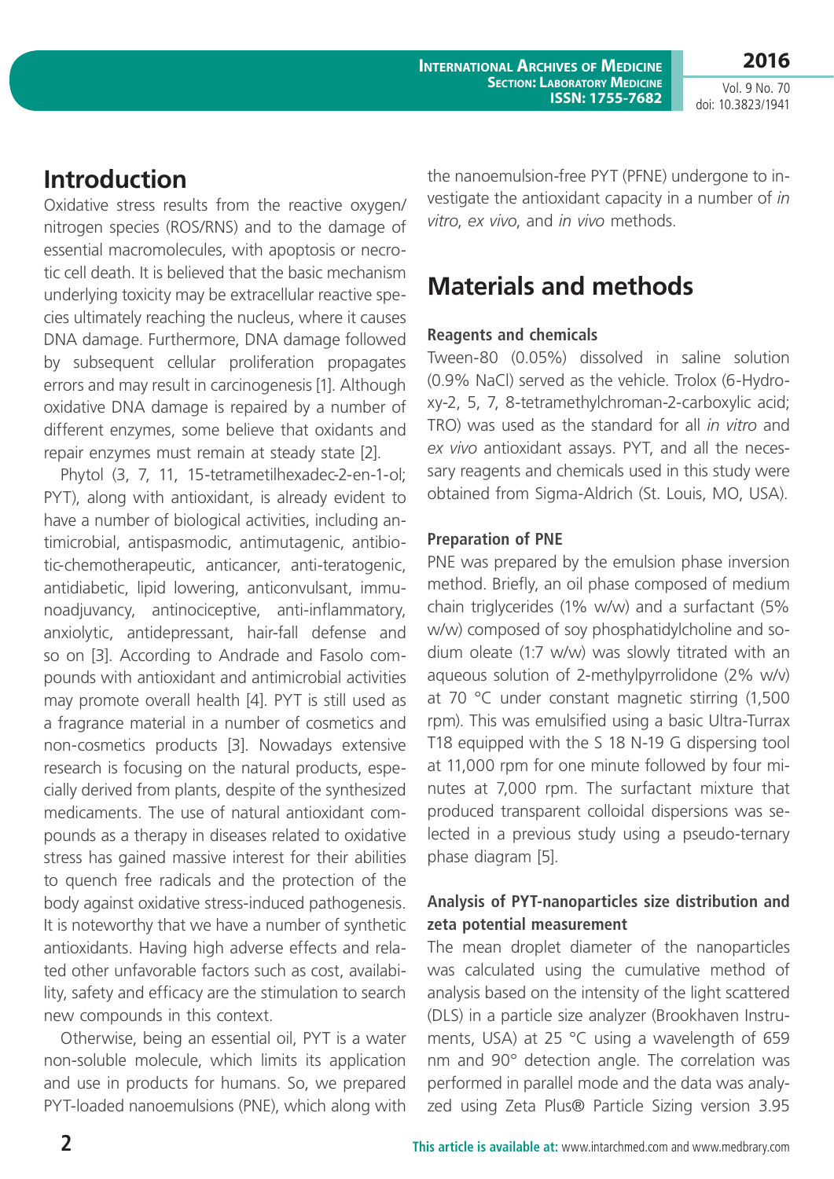## Introduction

Oxidative stress results from the reactive oxygen/nitrogen species (ROS/RNS) and to the damage of essential macromolecules, with apoptosis or necrotic cell death. It is believed that the basic mechanism underlying toxicity may be extracellular reactive species ultimately reaching the nucleus, where it causes DNA damage. Furthermore, DNA damage followed by subsequent cellular proliferation propagates errors and may result in carcinogenesis [1]. Although oxidative DNA damage is repaired by a number of different enzymes, some believe that oxidants and repair enzymes must remain at steady state [2].

Phytol (3, 7, 11, 15-tetrametilhexadec-2-en-1-ol; PYT), along with antioxidant, is already evident to have a number of biological activities, including antimicrobial, antispasmodic, antimutagenic, antibiotic-chemotherapeutic, anticancer, anti-teratogenic, antidiabetic, lipid lowering, anticonvulsant, immunoadjuvancy, antinociceptive, anti-inflammatory, anxiolytic, antidepressant, hair-fall defense and so on [3]. According to Andrade and Fasolo compounds with antioxidant and antimicrobial activities may promote overall health [4]. PYT is still used as a fragrance material in a number of cosmetics and non-cosmetics products [3]. Nowadays extensive research is focusing on the natural products, especially derived from plants, despite of the synthesized medicaments. The use of natural antioxidant compounds as a therapy in diseases related to oxidative stress has gained massive interest for their abilities to quench free radicals and the protection of the body against oxidative stress-induced pathogenesis. It is noteworthy that we have a number of synthetic antioxidants. Having high adverse effects and related other unfavorable factors such as cost, availability, safety and efficacy are the stimulation to search new compounds in this context.

Otherwise, being an essential oil, PYT is a water non-soluble molecule, which limits its application and use in products for humans. So, we prepared PYT-loaded nanoemulsions (PNE), which along with the nanoemulsion-free PYT (PFNE) undergone to investigate the antioxidant capacity in a number of *in vitro*, *ex vivo*, and *in vivo* methods.

## Materials and methods

### Reagents and chemicals

Tween-80 (0.05%) dissolved in saline solution (0.9% NaCl) served as the vehicle. Trolox (6-Hydroxy-2, 5, 7, 8-tetramethylchroman-2-carboxylic acid; TRO) was used as the standard for all *in vitro* and *ex vivo* antioxidant assays. PYT, and all the necessary reagents and chemicals used in this study were obtained from Sigma-Aldrich (St. Louis, MO, USA).

### Preparation of PNE

PNE was prepared by the emulsion phase inversion method. Briefly, an oil phase composed of medium chain triglycerides (1% w/w) and a surfactant (5% w/w) composed of soy phosphatidylcholine and sodium oleate (1:7 w/w) was slowly titrated with an aqueous solution of 2-methylpyrrolidone (2% w/v) at 70 °C under constant magnetic stirring (1,500 rpm). This was emulsified using a basic Ultra-Turrax T18 equipped with the S 18 N-19 G dispersing tool at 11,000 rpm for one minute followed by four minutes at 7,000 rpm. The surfactant mixture that produced transparent colloidal dispersions was selected in a previous study using a pseudo-ternary phase diagram [5].

### Analysis of PYT-nanoparticles size distribution and zeta potential measurement

The mean droplet diameter of the nanoparticles was calculated using the cumulative method of analysis based on the intensity of the light scattered (DLS) in a particle size analyzer (Brookhaven Instruments, USA) at 25 °C using a wavelength of 659 nm and 90° detection angle. The correlation was performed in parallel mode and the data was analyzed using Zeta Plus® Particle Sizing version 3.95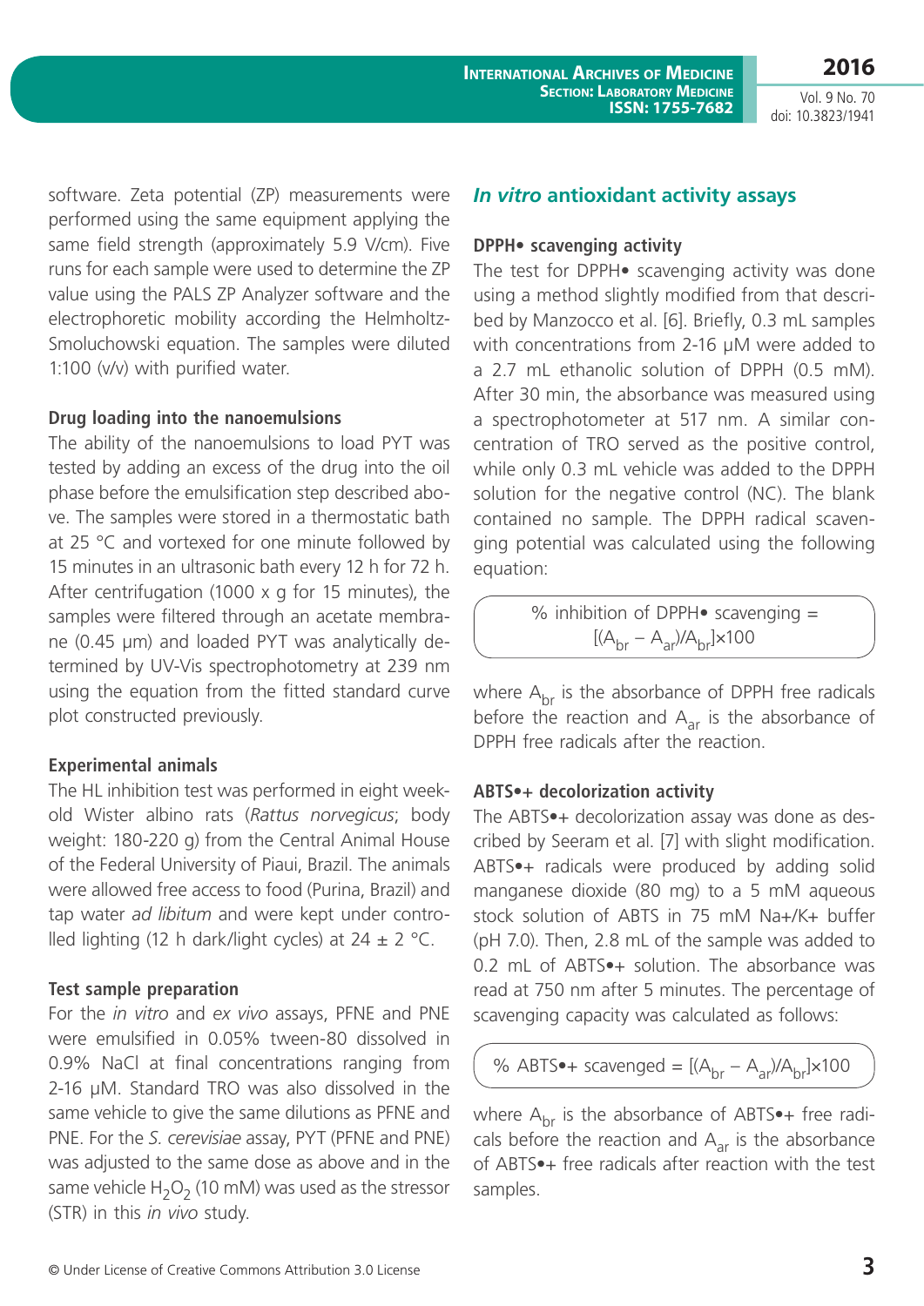software. Zeta potential (ZP) measurements were performed using the same equipment applying the same field strength (approximately 5.9 V/cm). Five runs for each sample were used to determine the ZP value using the PALS ZP Analyzer software and the electrophoretic mobility according the Helmholtz-Smoluchowski equation. The samples were diluted 1:100 (v/v) with purified water.

### Drug loading into the nanoemulsions

The ability of the nanoemulsions to load PYT was tested by adding an excess of the drug into the oil phase before the emulsification step described above. The samples were stored in a thermostatic bath at 25 °C and vortexed for one minute followed by 15 minutes in an ultrasonic bath every 12 h for 72 h. After centrifugation (1000 x g for 15 minutes), the samples were filtered through an acetate membrane (0.45 µm) and loaded PYT was analytically determined by UV-Vis spectrophotometry at 239 nm using the equation from the fitted standard curve plot constructed previously.

### Experimental animals

The HL inhibition test was performed in eight week-old Wister albino rats (*Rattus norvegicus*; body weight: 180-220 g) from the Central Animal House of the Federal University of Piaui, Brazil. The animals were allowed free access to food (Purina, Brazil) and tap water *ad libitum* and were kept under controlled lighting (12 h dark/light cycles) at 24 ± 2 °C.

### Test sample preparation

For the *in vitro* and *ex vivo* assays, PFNE and PNE were emulsified in 0.05% tween-80 dissolved in 0.9% NaCl at final concentrations ranging from 2-16 µM. Standard TRO was also dissolved in the same vehicle to give the same dilutions as PFNE and PNE. For the *S. cerevisiae* assay, PYT (PFNE and PNE) was adjusted to the same dose as above and in the same vehicle $H_2O_2$ (10 mM) was used as the stressor (STR) in this *in vivo* study.

## *In vitro* antioxidant activity assays

### DPPH• scavenging activity

The test for DPPH• scavenging activity was done using a method slightly modified from that described by Manzocco et al. [6]. Briefly, 0.3 mL samples with concentrations from 2-16 µM were added to a 2.7 mL ethanolic solution of DPPH (0.5 mM). After 30 min, the absorbance was measured using a spectrophotometer at 517 nm. A similar concentration of TRO served as the positive control, while only 0.3 mL vehicle was added to the DPPH solution for the negative control (NC). The blank contained no sample. The DPPH radical scavenging potential was calculated using the following equation:

$$\% \text{ inhibition of DPPH• scavenging} = [(A_{br} - A_{ar})/A_{br}] \times 100$$

where $A_{br}$ is the absorbance of DPPH free radicals before the reaction and $A_{ar}$ is the absorbance of DPPH free radicals after the reaction.

### ABTS•+ decolorization activity

The ABTS•+ decolorization assay was done as described by Seeram et al. [7] with slight modification. ABTS•+ radicals were produced by adding solid manganese dioxide (80 mg) to a 5 mM aqueous stock solution of ABTS in 75 mM Na+/K+ buffer (pH 7.0). Then, 2.8 mL of the sample was added to 0.2 mL of ABTS•+ solution. The absorbance was read at 750 nm after 5 minutes. The percentage of scavenging capacity was calculated as follows:

$$\% \text{ ABTS•+ scavenged} = [(A_{br} - A_{ar})/A_{br}] \times 100$$

where $A_{br}$ is the absorbance of ABTS•+ free radicals before the reaction and $A_{ar}$ is the absorbance of ABTS•+ free radicals after reaction with the test samples.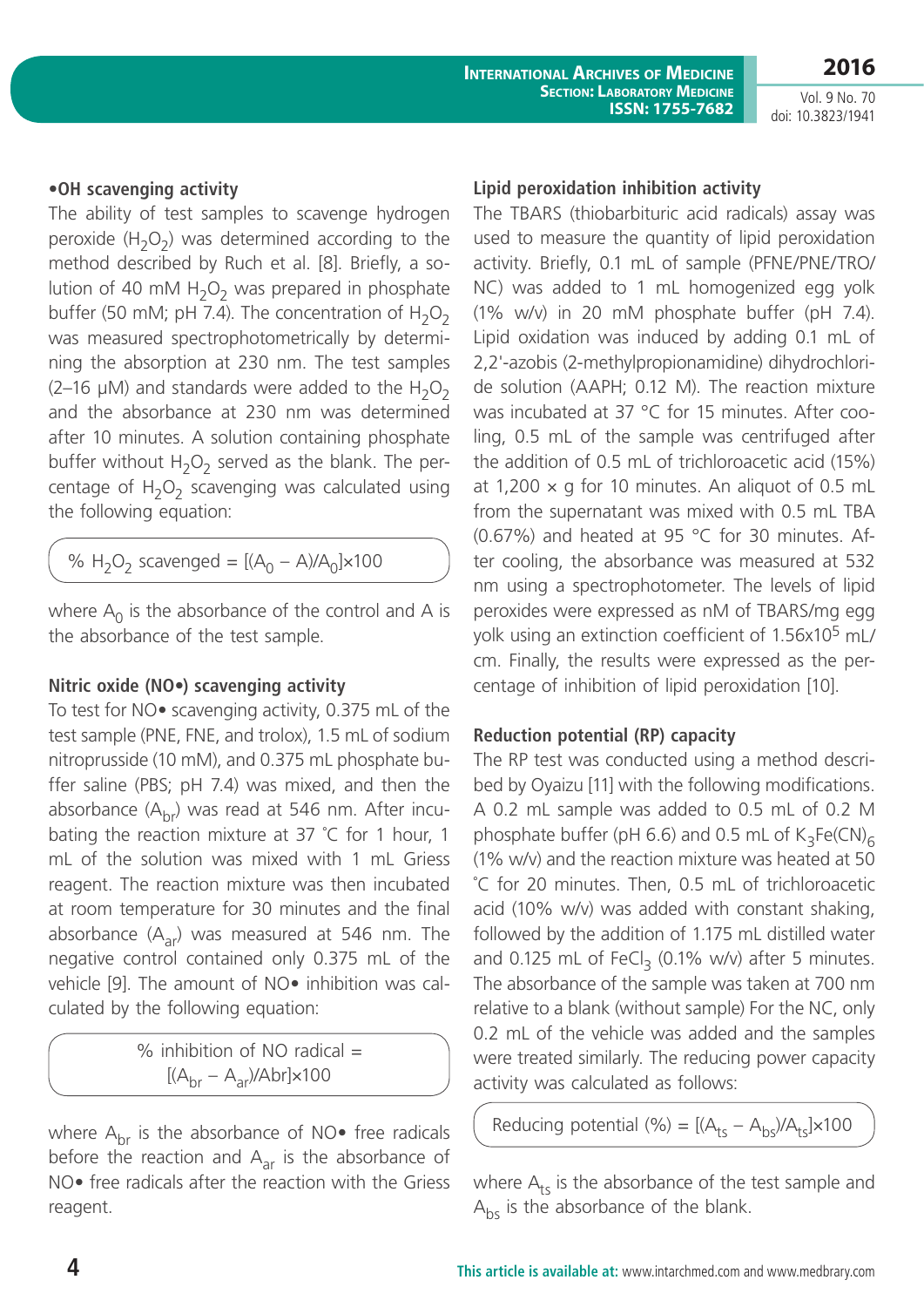### •OH scavenging activity

The ability of test samples to scavenge hydrogen peroxide ($H_2O_2$) was determined according to the method described by Ruch et al. [8]. Briefly, a solution of 40 mM $H_2O_2$ was prepared in phosphate buffer (50 mM; pH 7.4). The concentration of $H_2O_2$ was measured spectrophotometrically by determining the absorption at 230 nm. The test samples (2–16 μM) and standards were added to the $H_2O_2$ and the absorbance at 230 nm was determined after 10 minutes. A solution containing phosphate buffer without $H_2O_2$ served as the blank. The percentage of $H_2O_2$ scavenging was calculated using the following equation:

$$\% \ H_2O_2 \text{ scavenged} = [(A_0 - A)/A_0] \times 100$$

where $A_0$ is the absorbance of the control and A is the absorbance of the test sample.

### Nitric oxide (NO•) scavenging activity

To test for NO• scavenging activity, 0.375 mL of the test sample (PNE, FNE, and trolox), 1.5 mL of sodium nitroprusside (10 mM), and 0.375 mL phosphate buffer saline (PBS; pH 7.4) was mixed, and then the absorbance ($A_{br}$) was read at 546 nm. After incubating the reaction mixture at 37 ˚C for 1 hour, 1 mL of the solution was mixed with 1 mL Griess reagent. The reaction mixture was then incubated at room temperature for 30 minutes and the final absorbance ($A_{ar}$) was measured at 546 nm. The negative control contained only 0.375 mL of the vehicle [9]. The amount of NO• inhibition was calculated by the following equation:

$$\% \text{ inhibition of NO radical} = [(A_{br} - A_{ar})/Abr] \times 100$$

where $A_{br}$ is the absorbance of NO• free radicals before the reaction and $A_{ar}$ is the absorbance of NO• free radicals after the reaction with the Griess reagent.

### Lipid peroxidation inhibition activity

The TBARS (thiobarbituric acid radicals) assay was used to measure the quantity of lipid peroxidation activity. Briefly, 0.1 mL of sample (PFNE/PNE/TRO/NC) was added to 1 mL homogenized egg yolk (1% w/v) in 20 mM phosphate buffer (pH 7.4). Lipid oxidation was induced by adding 0.1 mL of 2,2'-azobis (2-methylpropionamidine) dihydrochloride solution (AAPH; 0.12 M). The reaction mixture was incubated at 37 °C for 15 minutes. After cooling, 0.5 mL of the sample was centrifuged after the addition of 0.5 mL of trichloroacetic acid (15%) at 1,200 × g for 10 minutes. An aliquot of 0.5 mL from the supernatant was mixed with 0.5 mL TBA (0.67%) and heated at 95 °C for 30 minutes. After cooling, the absorbance was measured at 532 nm using a spectrophotometer. The levels of lipid peroxides were expressed as nM of TBARS/mg egg yolk using an extinction coefficient of $1.56 \times 10^5$ mL/cm. Finally, the results were expressed as the percentage of inhibition of lipid peroxidation [10].

### Reduction potential (RP) capacity

The RP test was conducted using a method described by Oyaizu [11] with the following modifications. A 0.2 mL sample was added to 0.5 mL of 0.2 M phosphate buffer (pH 6.6) and 0.5 mL of $K_3Fe(CN)_6$ (1% w/v) and the reaction mixture was heated at 50 ˚C for 20 minutes. Then, 0.5 mL of trichloroacetic acid (10% w/v) was added with constant shaking, followed by the addition of 1.175 mL distilled water and 0.125 mL of $FeCl_3$ (0.1% w/v) after 5 minutes. The absorbance of the sample was taken at 700 nm relative to a blank (without sample) For the NC, only 0.2 mL of the vehicle was added and the samples were treated similarly. The reducing power capacity activity was calculated as follows:

$$\text{Reducing potential } (\%) = [(A_{ts} - A_{bs})/A_{ts}] \times 100$$

where $A_{ts}$ is the absorbance of the test sample and $A_{bs}$ is the absorbance of the blank.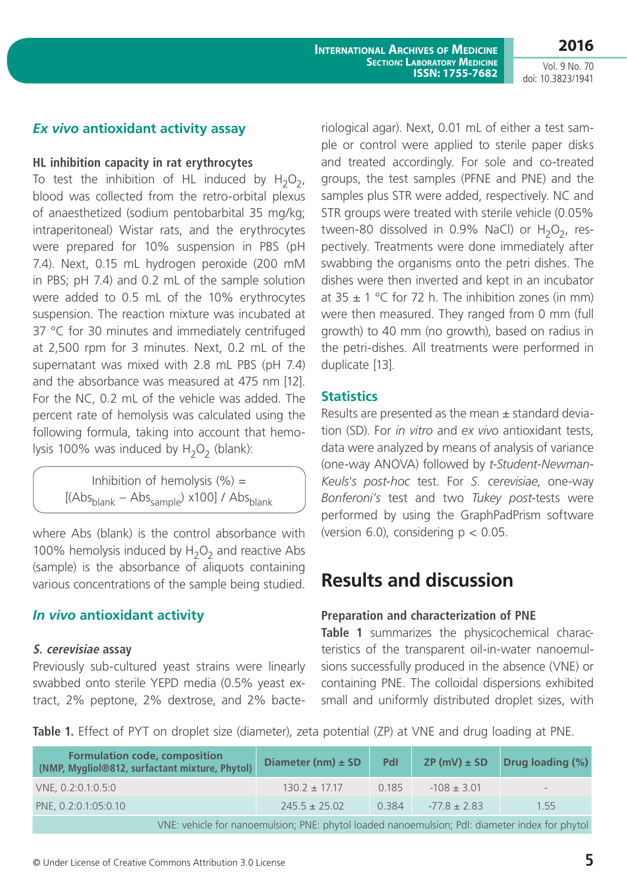## *Ex vivo* antioxidant activity assay

### HL inhibition capacity in rat erythrocytes

To test the inhibition of HL induced by $H_2O_2$, blood was collected from the retro-orbital plexus of anaesthetized (sodium pentobarbital 35 mg/kg; intraperitoneal) Wistar rats, and the erythrocytes were prepared for 10% suspension in PBS (pH 7.4). Next, 0.15 mL hydrogen peroxide (200 mM in PBS; pH 7.4) and 0.2 mL of the sample solution were added to 0.5 mL of the 10% erythrocytes suspension. The reaction mixture was incubated at 37 °C for 30 minutes and immediately centrifuged at 2,500 rpm for 3 minutes. Next, 0.2 mL of the supernatant was mixed with 2.8 mL PBS (pH 7.4) and the absorbance was measured at 475 nm [12]. For the NC, 0.2 mL of the vehicle was added. The percent rate of hemolysis was calculated using the following formula, taking into account that hemolysis 100% was induced by $H_2O_2$ (blank):

$$\text{Inhibition of hemolysis (\%)} = [(Abs_{blank} - Abs_{sample}) \times 100] / Abs_{blank}$$

where Abs (blank) is the control absorbance with 100% hemolysis induced by $H_2O_2$ and reactive Abs (sample) is the absorbance of aliquots containing various concentrations of the sample being studied.

## *In vivo* antioxidant activity

### *S. cerevisiae* assay

Previously sub-cultured yeast strains were linearly swabbed onto sterile YEPD media (0.5% yeast extract, 2% peptone, 2% dextrose, and 2% bacteriological agar). Next, 0.01 mL of either a test sample or control were applied to sterile paper disks and treated accordingly. For sole and co-treated groups, the test samples (PFNE and PNE) and the samples plus STR were added, respectively. NC and STR groups were treated with sterile vehicle (0.05% tween-80 dissolved in 0.9% NaCl) or $H_2O_2$, respectively. Treatments were done immediately after swabbing the organisms onto the petri dishes. The dishes were then inverted and kept in an incubator at 35 ± 1 °C for 72 h. The inhibition zones (in mm) were then measured. They ranged from 0 mm (full growth) to 40 mm (no growth), based on radius in the petri-dishes. All treatments were performed in duplicate [13].

## Statistics

Results are presented as the mean ± standard deviation (SD). For *in vitro* and *ex vivo* antioxidant tests, data were analyzed by means of analysis of variance (one-way ANOVA) followed by *t-Student-Newman-Keuls's post-hoc* test. For *S. cerevisiae*, one-way *Bonferoni's* test and two *Tukey post*-tests were performed by using the GraphPadPrism software (version 6.0), considering $p < 0.05$.

# Results and discussion

### Preparation and characterization of PNE

**Table 1** summarizes the physicochemical characteristics of the transparent oil-in-water nanoemulsions successfully produced in the absence (VNE) or containing PNE. The colloidal dispersions exhibited small and uniformly distributed droplet sizes, with

**Table 1.** Effect of PYT on droplet size (diameter), zeta potential (ZP) at VNE and drug loading at PNE.

| Formulation code, composition (NMP, Mygliol®812, surfactant mixture, Phytol) | Diameter (nm) ± SD | PdI | ZP (mV) ± SD | Drug loading (%) |
|---|---|---|---|---|
| VNE, 0.2:0.1:0.5:0 | 130.2 ± 17.17 | 0.185 | -108 ± 3.01 | - |
| PNE, 0.2:0.1:05:0.10 | 245.5 ± 25.02 | 0.384 | -77.8 ± 2.83 | 1.55 |

VNE: vehicle for nanoemulsion; PNE: phytol loaded nanoemulsion; PdI: diameter index for phytol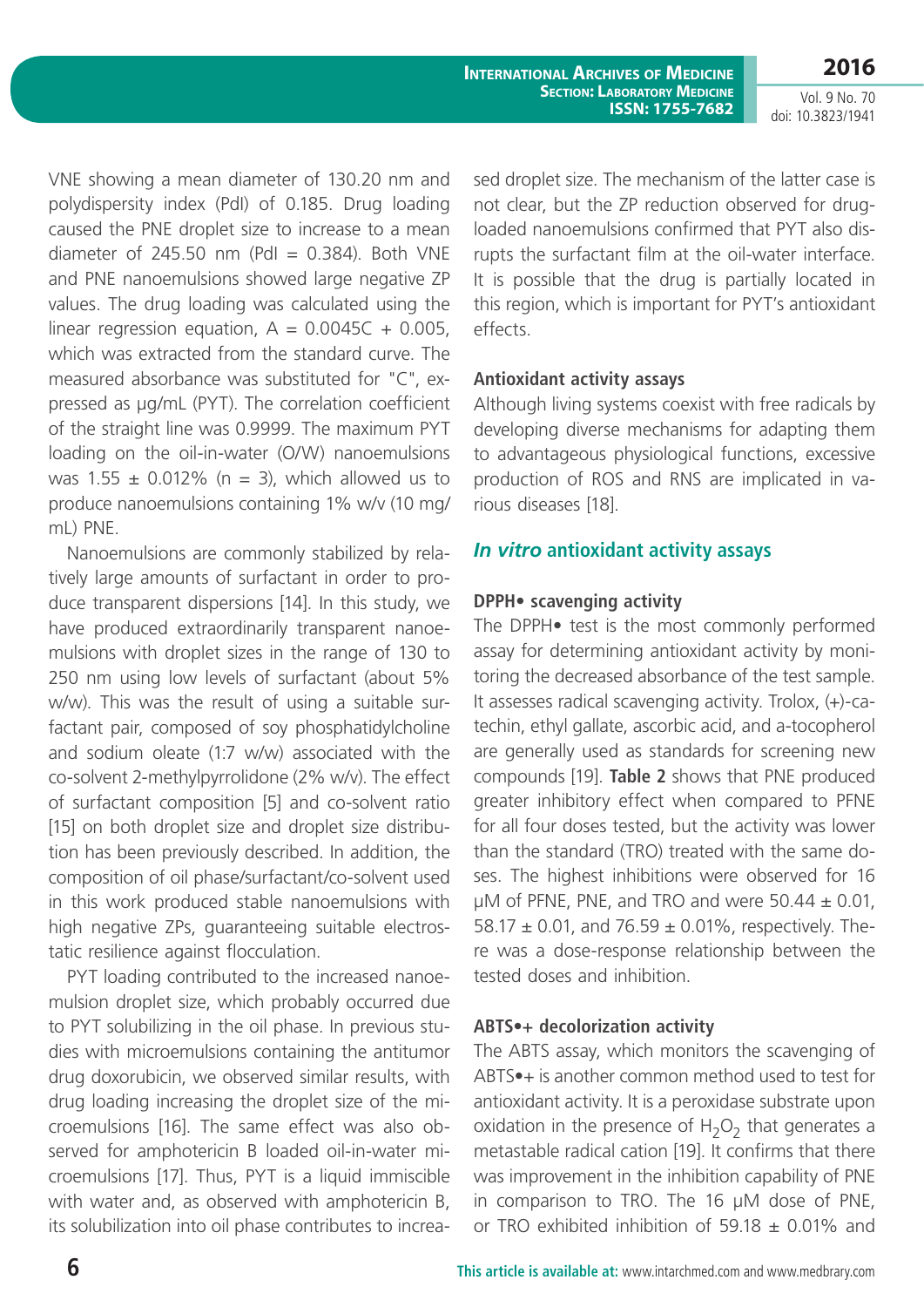VNE showing a mean diameter of 130.20 nm and polydispersity index (PdI) of 0.185. Drug loading caused the PNE droplet size to increase to a mean diameter of 245.50 nm (PdI = 0.384). Both VNE and PNE nanoemulsions showed large negative ZP values. The drug loading was calculated using the linear regression equation, $A = 0.0045C + 0.005$, which was extracted from the standard curve. The measured absorbance was substituted for "C", expressed as µg/mL (PYT). The correlation coefficient of the straight line was 0.9999. The maximum PYT loading on the oil-in-water (O/W) nanoemulsions was 1.55 ± 0.012% (n = 3), which allowed us to produce nanoemulsions containing 1% w/v (10 mg/mL) PNE.

Nanoemulsions are commonly stabilized by relatively large amounts of surfactant in order to produce transparent dispersions [14]. In this study, we have produced extraordinarily transparent nanoemulsions with droplet sizes in the range of 130 to 250 nm using low levels of surfactant (about 5% w/w). This was the result of using a suitable surfactant pair, composed of soy phosphatidylcholine and sodium oleate (1:7 w/w) associated with the co-solvent 2-methylpyrrolidone (2% w/v). The effect of surfactant composition [5] and co-solvent ratio [15] on both droplet size and droplet size distribution has been previously described. In addition, the composition of oil phase/surfactant/co-solvent used in this work produced stable nanoemulsions with high negative ZPs, guaranteeing suitable electrostatic resilience against flocculation.

PYT loading contributed to the increased nanoemulsion droplet size, which probably occurred due to PYT solubilizing in the oil phase. In previous studies with microemulsions containing the antitumor drug doxorubicin, we observed similar results, with drug loading increasing the droplet size of the microemulsions [16]. The same effect was also observed for amphotericin B loaded oil-in-water microemulsions [17]. Thus, PYT is a liquid immiscible with water and, as observed with amphotericin B, its solubilization into oil phase contributes to increased droplet size. The mechanism of the latter case is not clear, but the ZP reduction observed for drug-loaded nanoemulsions confirmed that PYT also disrupts the surfactant film at the oil-water interface. It is possible that the drug is partially located in this region, which is important for PYT's antioxidant effects.

### Antioxidant activity assays

Although living systems coexist with free radicals by developing diverse mechanisms for adapting them to advantageous physiological functions, excessive production of ROS and RNS are implicated in various diseases [18].

## *In vitro* antioxidant activity assays

### DPPH• scavenging activity

The DPPH• test is the most commonly performed assay for determining antioxidant activity by monitoring the decreased absorbance of the test sample. It assesses radical scavenging activity. Trolox, (+)-catechin, ethyl gallate, ascorbic acid, and a-tocopherol are generally used as standards for screening new compounds [19]. **Table 2** shows that PNE produced greater inhibitory effect when compared to PFNE for all four doses tested, but the activity was lower than the standard (TRO) treated with the same doses. The highest inhibitions were observed for 16 µM of PFNE, PNE, and TRO and were 50.44 ± 0.01, 58.17 ± 0.01, and 76.59 ± 0.01%, respectively. There was a dose-response relationship between the tested doses and inhibition.

### ABTS•+ decolorization activity

The ABTS assay, which monitors the scavenging of ABTS•+ is another common method used to test for antioxidant activity. It is a peroxidase substrate upon oxidation in the presence of $H_2O_2$ that generates a metastable radical cation [19]. It confirms that there was improvement in the inhibition capability of PNE in comparison to TRO. The 16 µM dose of PNE, or TRO exhibited inhibition of 59.18 ± 0.01% and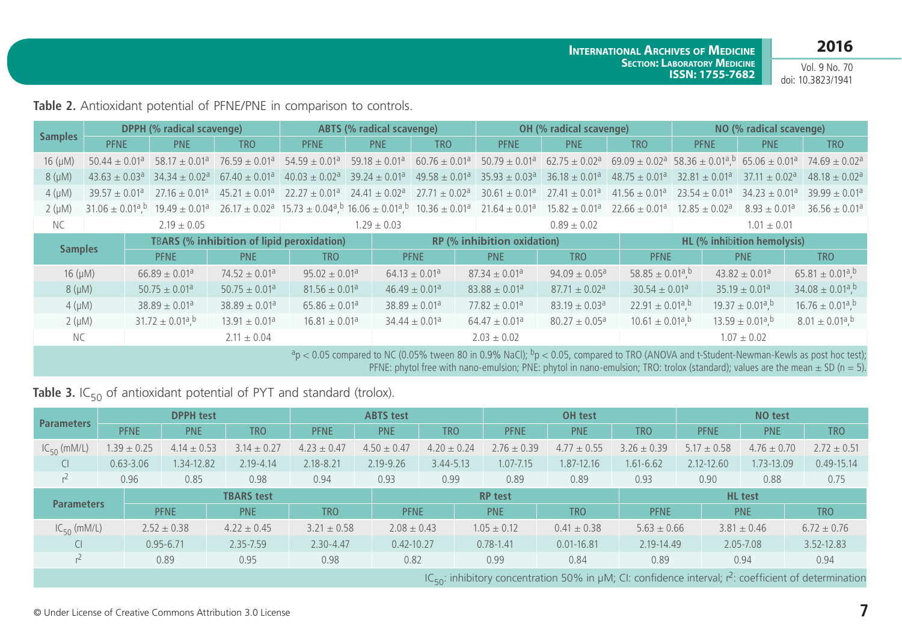**Table 2.** Antioxidant potential of PFNE/PNE in comparison to controls.

| Samples | DPPH (% radical scavenge) | | | ABTS (% radical scavenge) | | | OH (% radical scavenge) | | | NO (% radical scavenge) | | |
|---|---|---|---|---|---|---|---|---|---|---|---|---|
| | PFNE | PNE | TRO | PFNE | PNE | TRO | PFNE | PNE | TRO | PFNE | PNE | TRO |
| 16 (μM) | 50.44 ± 0.01[a] | 58.17 ± 0.01[a] | 76.59 ± 0.01[a] | 54.59 ± 0.01[a] | 59.18 ± 0.01[a] | 60.76 ± 0.01[a] | 50.79 ± 0.01[a] | 62.75 ± 0.02[a] | 69.09 ± 0.02[a] | 58.36 ± 0.01[a,b] | 65.06 ± 0.01[a] | 74.69 ± 0.02[a] |
| 8 (μM) | 43.63 ± 0.03[a] | 34.34 ± 0.02[a] | 67.40 ± 0.01[a] | 40.03 ± 0.02[a] | 39.24 ± 0.01[a] | 49.58 ± 0.01[a] | 35.93 ± 0.03[a] | 36.18 ± 0.01[a] | 48.75 ± 0.01[a] | 32.81 ± 0.01[a] | 37.11 ± 0.02[a] | 48.18 ± 0.02[a] |
| 4 (μM) | 39.57 ± 0.01[a] | 27.16 ± 0.01[a] | 45.21 ± 0.01[a] | 22.27 ± 0.01[a] | 24.41 ± 0.02[a] | 27.71 ± 0.02[a] | 30.61 ± 0.01[a] | 27.41 ± 0.01[a] | 41.56 ± 0.01[a] | 23.54 ± 0.01[a] | 34.23 ± 0.01[a] | 39.99 ± 0.01[a] |
| 2 (μM) | 31.06 ± 0.01[a,b] | 19.49 ± 0.01[a] | 26.17 ± 0.02[a] | 15.73 ± 0.04[a,b] | 16.06 ± 0.01[a,b] | 10.36 ± 0.01[a] | 21.64 ± 0.01[a] | 15.82 ± 0.01[a] | 22.66 ± 0.01[a] | 12.85 ± 0.02[a] | 8.93 ± 0.01[a] | 36.56 ± 0.01[a] |
| NC | 2.19 ± 0.05 | | | 1.29 ± 0.03 | | | 0.89 ± 0.02 | | | 1.01 ± 0.01 | | |

| Samples | TBARS (% inhibition of lipid peroxidation) | | | RP (% inhibition oxidation) | | | HL (% inhibition hemolysis) | | |
|---|---|---|---|---|---|---|---|---|---|
| | PFNE | PNE | TRO | PFNE | PNE | TRO | PFNE | PNE | TRO |
| 16 (μM) | 66.89 ± 0.01[a] | 74.52 ± 0.01[a] | 95.02 ± 0.01[a] | 64.13 ± 0.01[a] | 87.34 ± 0.01[a] | 94.09 ± 0.05[a] | 58.85 ± 0.01[a,b] | 43.82 ± 0.01[a] | 65.81 ± 0.01[a,b] |
| 8 (μM) | 50.75 ± 0.01[a] | 50.75 ± 0.01[a] | 81.56 ± 0.01[a] | 46.49 ± 0.01[a] | 83.88 ± 0.01[a] | 87.71 ± 0.02[a] | 30.54 ± 0.01[a] | 35.19 ± 0.01[a] | 34.08 ± 0.01[a,b] |
| 4 (μM) | 38.89 ± 0.01[a] | 38.89 ± 0.01[a] | 65.86 ± 0.01[a] | 38.89 ± 0.01[a] | 77.82 ± 0.01[a] | 83.19 ± 0.03[a] | 22.91 ± 0.01[a,b] | 19.37 ± 0.01[a,b] | 16.76 ± 0.01[a,b] |
| 2 (μM) | 31.72 ± 0.01[a,b] | 13.91 ± 0.01[a] | 16.81 ± 0.01[a] | 34.44 ± 0.01[a] | 64.47 ± 0.01[a] | 80.27 ± 0.05[a] | 10.61 ± 0.01[a,b] | 13.59 ± 0.01[a,b] | 8.01 ± 0.01[a,b] |
| NC | 2.11 ± 0.04 | | | 2.03 ± 0.02 | | | 1.07 ± 0.02 | | |

[a]$p < 0.05$ compared to NC (0.05% tween 80 in 0.9% NaCl); [b]$p < 0.05$, compared to TRO (ANOVA and t-Student-Newman-Kewls as post hoc test); PFNE: phytol free with nano-emulsion; PNE: phytol in nano-emulsion; TRO: trolox (standard); values are the mean ± SD (n = 5).

**Table 3.** $IC_{50}$ of antioxidant potential of PYT and standard (trolox).

| Parameters | DPPH test | | | ABTS test | | | OH test | | | NO test | | |
|---|---|---|---|---|---|---|---|---|---|---|---|---|
| | PFNE | PNE | TRO | PFNE | PNE | TRO | PFNE | PNE | TRO | PFNE | PNE | TRO |
| $IC_{50}$ (mM/L) | 1.39 ± 0.25 | 4.14 ± 0.53 | 3.14 ± 0.27 | 4.23 ± 0.47 | 4.50 ± 0.47 | 4.20 ± 0.24 | 2.76 ± 0.39 | 4.77 ± 0.55 | 3.26 ± 0.39 | 5.17 ± 0.58 | 4.76 ± 0.70 | 2.72 ± 0.51 |
| CI | 0.63-3.06 | 1.34-12.82 | 2.19-4.14 | 2.18-8.21 | 2.19-9.26 | 3.44-5.13 | 1.07-7.15 | 1.87-12.16 | 1.61-6.62 | 2.12-12.60 | 1.73-13.09 | 0.49-15.14 |
| $r^2$ | 0.96 | 0.85 | 0.98 | 0.94 | 0.93 | 0.99 | 0.89 | 0.89 | 0.93 | 0.90 | 0.88 | 0.75 |

| Parameters | TBARS test | | | RP test | | | HL test | | |
|---|---|---|---|---|---|---|---|---|---|
| | PFNE | PNE | TRO | PFNE | PNE | TRO | PFNE | PNE | TRO |
| $IC_{50}$ (mM/L) | 2.52 ± 0.38 | 4.22 ± 0.45 | 3.21 ± 0.58 | 2.08 ± 0.43 | 1.05 ± 0.12 | 0.41 ± 0.38 | 5.63 ± 0.66 | 3.81 ± 0.46 | 6.72 ± 0.76 |
| CI | 0.95-6.71 | 2.35-7.59 | 2.30-4.47 | 0.42-10.27 | 0.78-1.41 | 0.01-16.81 | 2.19-14.49 | 2.05-7.08 | 3.52-12.83 |
| $r^2$ | 0.89 | 0.95 | 0.98 | 0.82 | 0.99 | 0.84 | 0.89 | 0.94 | 0.94 |

$IC_{50}$: inhibitory concentration 50% in μM; CI: confidence interval; $r^2$: coefficient of determination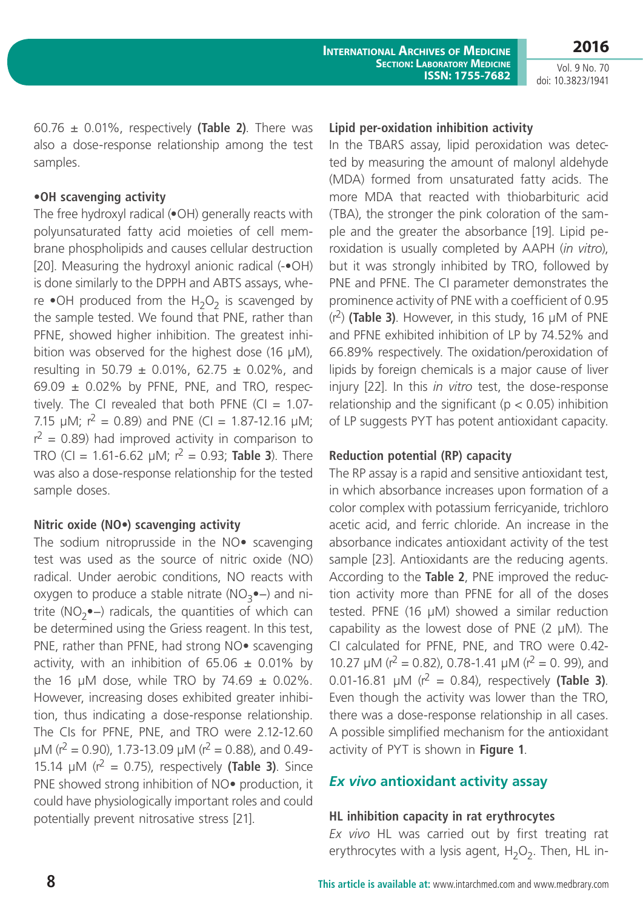60.76 ± 0.01%, respectively **(Table 2)**. There was also a dose-response relationship among the test samples.

#### •OH scavenging activity

The free hydroxyl radical (•OH) generally reacts with polyunsaturated fatty acid moieties of cell membrane phospholipids and causes cellular destruction [20]. Measuring the hydroxyl anionic radical (-•OH) is done similarly to the DPPH and ABTS assays, where •OH produced from the $H_2O_2$ is scavenged by the sample tested. We found that PNE, rather than PFNE, showed higher inhibition. The greatest inhibition was observed for the highest dose (16 µM), resulting in 50.79 ± 0.01%, 62.75 ± 0.02%, and 69.09 ± 0.02% by PFNE, PNE, and TRO, respectively. The CI revealed that both PFNE (CI = 1.07-7.15 µM; $r^2$ = 0.89) and PNE (CI = 1.87-12.16 µM; $r^2$ = 0.89) had improved activity in comparison to TRO (CI = 1.61-6.62 µM; $r^2$ = 0.93; **Table 3**). There was also a dose-response relationship for the tested sample doses.

#### Nitric oxide (NO•) scavenging activity

The sodium nitroprusside in the NO• scavenging test was used as the source of nitric oxide (NO) radical. Under aerobic conditions, NO reacts with oxygen to produce a stable nitrate ($NO_3$•–) and nitrite ($NO_2$•–) radicals, the quantities of which can be determined using the Griess reagent. In this test, PNE, rather than PFNE, had strong NO• scavenging activity, with an inhibition of 65.06 ± 0.01% by the 16 µM dose, while TRO by 74.69 ± 0.02%. However, increasing doses exhibited greater inhibition, thus indicating a dose-response relationship. The CIs for PFNE, PNE, and TRO were 2.12-12.60 µM ($r^2$ = 0.90), 1.73-13.09 µM ($r^2$ = 0.88), and 0.49-15.14 µM ($r^2$ = 0.75), respectively **(Table 3)**. Since PNE showed strong inhibition of NO• production, it could have physiologically important roles and could potentially prevent nitrosative stress [21].

#### Lipid per-oxidation inhibition activity

In the TBARS assay, lipid peroxidation was detected by measuring the amount of malonyl aldehyde (MDA) formed from unsaturated fatty acids. The more MDA that reacted with thiobarbituric acid (TBA), the stronger the pink coloration of the sample and the greater the absorbance [19]. Lipid peroxidation is usually completed by AAPH (*in vitro*), but it was strongly inhibited by TRO, followed by PNE and PFNE. The CI parameter demonstrates the prominence activity of PNE with a coefficient of 0.95 ($r^2$) **(Table 3)**. However, in this study, 16 µM of PNE and PFNE exhibited inhibition of LP by 74.52% and 66.89% respectively. The oxidation/peroxidation of lipids by foreign chemicals is a major cause of liver injury [22]. In this *in vitro* test, the dose-response relationship and the significant ($p < 0.05$) inhibition of LP suggests PYT has potent antioxidant capacity.

#### Reduction potential (RP) capacity

The RP assay is a rapid and sensitive antioxidant test, in which absorbance increases upon formation of a color complex with potassium ferricyanide, trichloro acetic acid, and ferric chloride. An increase in the absorbance indicates antioxidant activity of the test sample [23]. Antioxidants are the reducing agents. According to the **Table 2**, PNE improved the reduction activity more than PFNE for all of the doses tested. PFNE (16 µM) showed a similar reduction capability as the lowest dose of PNE (2 µM). The CI calculated for PFNE, PNE, and TRO were 0.42-10.27 µM ($r^2$ = 0.82), 0.78-1.41 µM ($r^2$ = 0. 99), and 0.01-16.81 µM ($r^2$ = 0.84), respectively **(Table 3)**. Even though the activity was lower than the TRO, there was a dose-response relationship in all cases. A possible simplified mechanism for the antioxidant activity of PYT is shown in **Figure 1**.

### *Ex vivo* antioxidant activity assay

#### HL inhibition capacity in rat erythrocytes

*Ex vivo* HL was carried out by first treating rat erythrocytes with a lysis agent, $H_2O_2$. Then, HL in-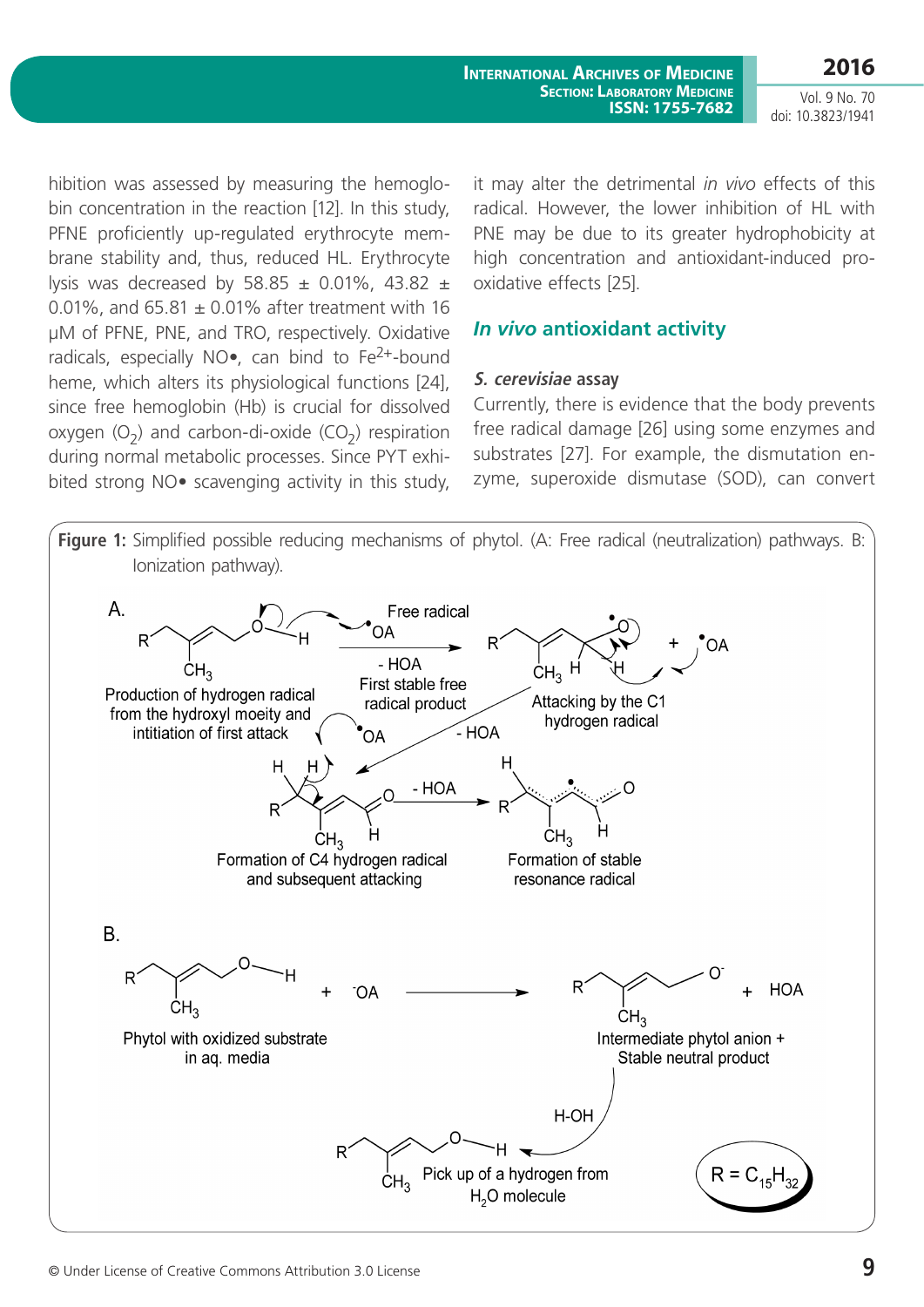hibition was assessed by measuring the hemoglobin concentration in the reaction [12]. In this study, PFNE proficiently up-regulated erythrocyte membrane stability and, thus, reduced HL. Erythrocyte lysis was decreased by 58.85 ± 0.01%, 43.82 ± 0.01%, and 65.81 ± 0.01% after treatment with 16 µM of PFNE, PNE, and TRO, respectively. Oxidative radicals, especially NO•, can bind to $Fe^{2+}$-bound heme, which alters its physiological functions [24], since free hemoglobin (Hb) is crucial for dissolved oxygen ($O_2$) and carbon-di-oxide ($CO_2$) respiration during normal metabolic processes. Since PYT exhibited strong NO• scavenging activity in this study, it may alter the detrimental *in vivo* effects of this radical. However, the lower inhibition of HL with PNE may be due to its greater hydrophobicity at high concentration and antioxidant-induced prooxidative effects [25].

## *In vivo* antioxidant activity

### *S. cerevisiae* assay

Currently, there is evidence that the body prevents free radical damage [26] using some enzymes and substrates [27]. For example, the dismutation enzyme, superoxide dismutase (SOD), can convert

**Figure 1:** Simplified possible reducing mechanisms of phytol. (A: Free radical (neutralization) pathways. B: Ionization pathway).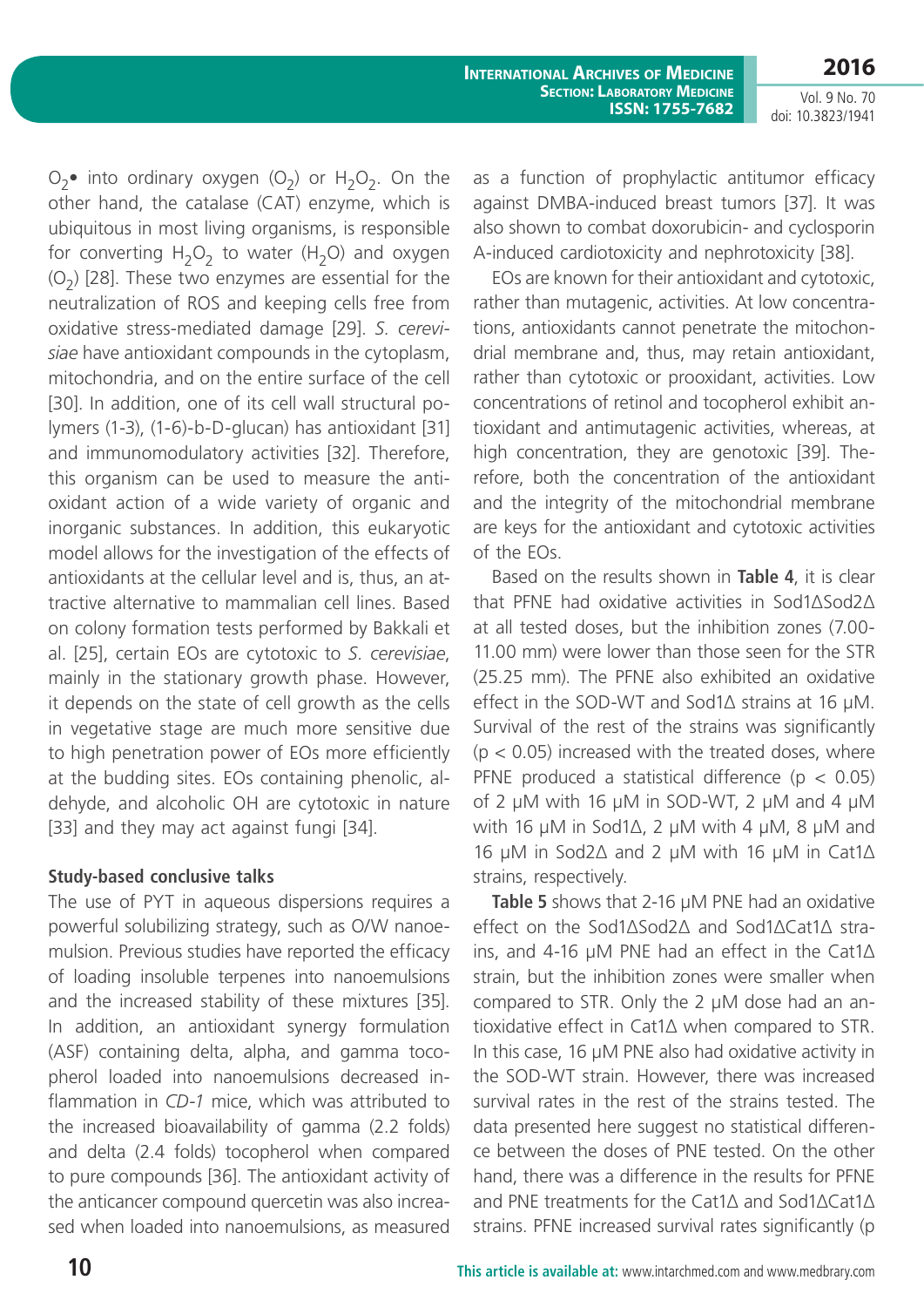$O_2$• into ordinary oxygen ($O_2$) or $H_2O_2$. On the other hand, the catalase (CAT) enzyme, which is ubiquitous in most living organisms, is responsible for converting $H_2O_2$ to water ($H_2O$) and oxygen ($O_2$) [28]. These two enzymes are essential for the neutralization of ROS and keeping cells free from oxidative stress-mediated damage [29]. *S. cerevisiae* have antioxidant compounds in the cytoplasm, mitochondria, and on the entire surface of the cell [30]. In addition, one of its cell wall structural polymers (1-3), (1-6)-b-D-glucan) has antioxidant [31] and immunomodulatory activities [32]. Therefore, this organism can be used to measure the antioxidant action of a wide variety of organic and inorganic substances. In addition, this eukaryotic model allows for the investigation of the effects of antioxidants at the cellular level and is, thus, an attractive alternative to mammalian cell lines. Based on colony formation tests performed by Bakkali et al. [25], certain EOs are cytotoxic to *S. cerevisiae*, mainly in the stationary growth phase. However, it depends on the state of cell growth as the cells in vegetative stage are much more sensitive due to high penetration power of EOs more efficiently at the budding sites. EOs containing phenolic, aldehyde, and alcoholic OH are cytotoxic in nature [33] and they may act against fungi [34].

**Study-based conclusive talks**

The use of PYT in aqueous dispersions requires a powerful solubilizing strategy, such as O/W nanoemulsion. Previous studies have reported the efficacy of loading insoluble terpenes into nanoemulsions and the increased stability of these mixtures [35]. In addition, an antioxidant synergy formulation (ASF) containing delta, alpha, and gamma tocopherol loaded into nanoemulsions decreased inflammation in *CD-1* mice, which was attributed to the increased bioavailability of gamma (2.2 folds) and delta (2.4 folds) tocopherol when compared to pure compounds [36]. The antioxidant activity of the anticancer compound quercetin was also increased when loaded into nanoemulsions, as measured as a function of prophylactic antitumor efficacy against DMBA-induced breast tumors [37]. It was also shown to combat doxorubicin- and cyclosporin A-induced cardiotoxicity and nephrotoxicity [38].

EOs are known for their antioxidant and cytotoxic, rather than mutagenic, activities. At low concentrations, antioxidants cannot penetrate the mitochondrial membrane and, thus, may retain antioxidant, rather than cytotoxic or prooxidant, activities. Low concentrations of retinol and tocopherol exhibit antioxidant and antimutagenic activities, whereas, at high concentration, they are genotoxic [39]. Therefore, both the concentration of the antioxidant and the integrity of the mitochondrial membrane are keys for the antioxidant and cytotoxic activities of the EOs.

Based on the results shown in **Table 4**, it is clear that PFNE had oxidative activities in Sod1ΔSod2Δ at all tested doses, but the inhibition zones (7.00-11.00 mm) were lower than those seen for the STR (25.25 mm). The PFNE also exhibited an oxidative effect in the SOD-WT and Sod1Δ strains at 16 μM. Survival of the rest of the strains was significantly ($p < 0.05$) increased with the treated doses, where PFNE produced a statistical difference ($p < 0.05$) of 2 μM with 16 μM in SOD-WT, 2 μM and 4 μM with 16 μM in Sod1Δ, 2 μM with 4 μM, 8 μM and 16 μM in Sod2Δ and 2 μM with 16 μM in Cat1Δ strains, respectively.

**Table 5** shows that 2-16 μM PNE had an oxidative effect on the Sod1ΔSod2Δ and Sod1ΔCat1Δ strains, and 4-16 μM PNE had an effect in the Cat1Δ strain, but the inhibition zones were smaller when compared to STR. Only the 2 μM dose had an antioxidative effect in Cat1Δ when compared to STR. In this case, 16 μM PNE also had oxidative activity in the SOD-WT strain. However, there was increased survival rates in the rest of the strains tested. The data presented here suggest no statistical difference between the doses of PNE tested. On the other hand, there was a difference in the results for PFNE and PNE treatments for the Cat1Δ and Sod1ΔCat1Δ strains. PFNE increased survival rates significantly (p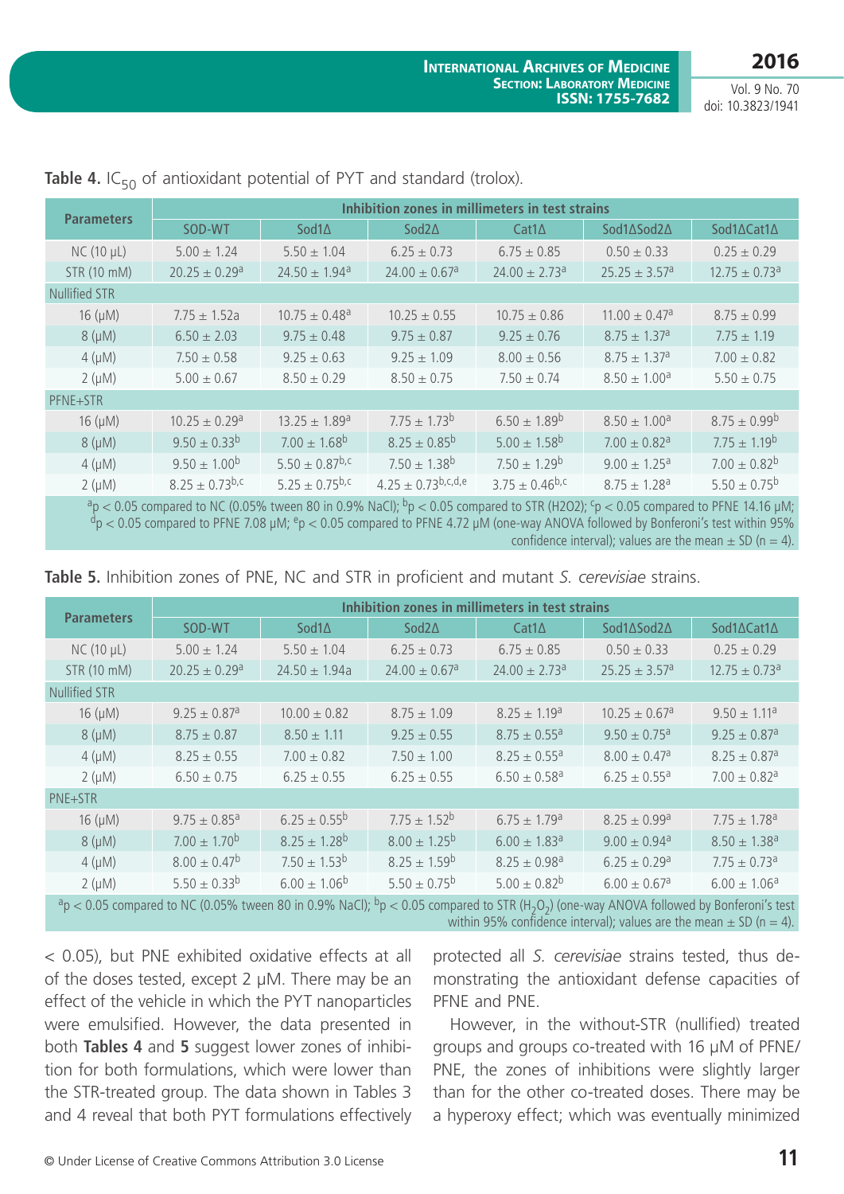**Table 4.** $IC_{50}$ of antioxidant potential of PYT and standard (trolox).

| Parameters | Inhibition zones in millimeters in test strains | | | | | |
|---|---|---|---|---|---|---|
| | SOD-WT | Sod1Δ | Sod2Δ | Cat1Δ | Sod1ΔSod2Δ | Sod1ΔCat1Δ |
| NC (10 µL) | 5.00 ± 1.24 | 5.50 ± 1.04 | 6.25 ± 0.73 | 6.75 ± 0.85 | 0.50 ± 0.33 | 0.25 ± 0.29 |
| STR (10 mM) | 20.25 ± 0.29[a] | 24.50 ± 1.94[a] | 24.00 ± 0.67[a] | 24.00 ± 2.73[a] | 25.25 ± 3.57[a] | 12.75 ± 0.73[a] |
| Nullified STR | | | | | | |
| 16 (µM) | 7.75 ± 1.52a | 10.75 ± 0.48[a] | 10.25 ± 0.55 | 10.75 ± 0.86 | 11.00 ± 0.47[a] | 8.75 ± 0.99 |
| 8 (µM) | 6.50 ± 2.03 | 9.75 ± 0.48 | 9.75 ± 0.87 | 9.25 ± 0.76 | 8.75 ± 1.37[a] | 7.75 ± 1.19 |
| 4 (µM) | 7.50 ± 0.58 | 9.25 ± 0.63 | 9.25 ± 1.09 | 8.00 ± 0.56 | 8.75 ± 1.37[a] | 7.00 ± 0.82 |
| 2 (µM) | 5.00 ± 0.67 | 8.50 ± 0.29 | 8.50 ± 0.75 | 7.50 ± 0.74 | 8.50 ± 1.00[a] | 5.50 ± 0.75 |
| PFNE+STR | | | | | | |
| 16 (µM) | 10.25 ± 0.29[a] | 13.25 ± 1.89[a] | 7.75 ± 1.73[b] | 6.50 ± 1.89[b] | 8.50 ± 1.00[a] | 8.75 ± 0.99[b] |
| 8 (µM) | 9.50 ± 0.33[b] | 7.00 ± 1.68[b] | 8.25 ± 0.85[b] | 5.00 ± 1.58[b] | 7.00 ± 0.82[a] | 7.75 ± 1.19[b] |
| 4 (µM) | 9.50 ± 1.00[b] | 5.50 ± 0.87[b,c] | 7.50 ± 1.38[b] | 7.50 ± 1.29[b] | 9.00 ± 1.25[a] | 7.00 ± 0.82[b] |
| 2 (µM) | 8.25 ± 0.73[b,c] | 5.25 ± 0.75[b,c] | 4.25 ± 0.73[b,c,d,e] | 3.75 ± 0.46[b,c] | 8.75 ± 1.28[a] | 5.50 ± 0.75[b] |

[a]$p < 0.05$ compared to NC (0.05% tween 80 in 0.9% NaCl); [b]$p < 0.05$ compared to STR (H2O2); [c]$p < 0.05$ compared to PFNE 14.16 µM; [d]$p < 0.05$ compared to PFNE 7.08 µM; [e]$p < 0.05$ compared to PFNE 4.72 µM (one-way ANOVA followed by Bonferoni's test within 95% confidence interval); values are the mean ± SD (n = 4).

**Table 5.** Inhibition zones of PNE, NC and STR in proficient and mutant *S. cerevisiae* strains.

| Parameters | Inhibition zones in millimeters in test strains | | | | | |
|---|---|---|---|---|---|---|
| | SOD-WT | Sod1Δ | Sod2Δ | Cat1Δ | Sod1ΔSod2Δ | Sod1ΔCat1Δ |
| NC (10 µL) | 5.00 ± 1.24 | 5.50 ± 1.04 | 6.25 ± 0.73 | 6.75 ± 0.85 | 0.50 ± 0.33 | 0.25 ± 0.29 |
| STR (10 mM) | 20.25 ± 0.29[a] | 24.50 ± 1.94a | 24.00 ± 0.67[a] | 24.00 ± 2.73[a] | 25.25 ± 3.57[a] | 12.75 ± 0.73[a] |
| Nullified STR | | | | | | |
| 16 (µM) | 9.25 ± 0.87[a] | 10.00 ± 0.82 | 8.75 ± 1.09 | 8.25 ± 1.19[a] | 10.25 ± 0.67[a] | 9.50 ± 1.11[a] |
| 8 (µM) | 8.75 ± 0.87 | 8.50 ± 1.11 | 9.25 ± 0.55 | 8.75 ± 0.55[a] | 9.50 ± 0.75[a] | 9.25 ± 0.87[a] |
| 4 (µM) | 8.25 ± 0.55 | 7.00 ± 0.82 | 7.50 ± 1.00 | 8.25 ± 0.55[a] | 8.00 ± 0.47[a] | 8.25 ± 0.87[a] |
| 2 (µM) | 6.50 ± 0.75 | 6.25 ± 0.55 | 6.25 ± 0.55 | 6.50 ± 0.58[a] | 6.25 ± 0.55[a] | 7.00 ± 0.82[a] |
| PNE+STR | | | | | | |
| 16 (µM) | 9.75 ± 0.85[a] | 6.25 ± 0.55[b] | 7.75 ± 1.52[b] | 6.75 ± 1.79[a] | 8.25 ± 0.99[a] | 7.75 ± 1.78[a] |
| 8 (µM) | 7.00 ± 1.70[b] | 8.25 ± 1.28[b] | 8.00 ± 1.25[b] | 6.00 ± 1.83[a] | 9.00 ± 0.94[a] | 8.50 ± 1.38[a] |
| 4 (µM) | 8.00 ± 0.47[b] | 7.50 ± 1.53[b] | 8.25 ± 1.59[b] | 8.25 ± 0.98[a] | 6.25 ± 0.29[a] | 7.75 ± 0.73[a] |
| 2 (µM) | 5.50 ± 0.33[b] | 6.00 ± 1.06[b] | 5.50 ± 0.75[b] | 5.00 ± 0.82[b] | 6.00 ± 0.67[a] | 6.00 ± 1.06[a] |

[a]$p < 0.05$ compared to NC (0.05% tween 80 in 0.9% NaCl); [b]$p < 0.05$ compared to STR ($H_2O_2$) (one-way ANOVA followed by Bonferoni's test within 95% confidence interval); values are the mean ± SD (n = 4).

< 0.05), but PNE exhibited oxidative effects at all of the doses tested, except 2 µM. There may be an effect of the vehicle in which the PYT nanoparticles were emulsified. However, the data presented in both **Tables 4** and **5** suggest lower zones of inhibition for both formulations, which were lower than the STR-treated group. The data shown in Tables 3 and 4 reveal that both PYT formulations effectively protected all *S. cerevisiae* strains tested, thus demonstrating the antioxidant defense capacities of PFNE and PNE.

However, in the without-STR (nullified) treated groups and groups co-treated with 16 µM of PFNE/PNE, the zones of inhibitions were slightly larger than for the other co-treated doses. There may be a hyperoxy effect; which was eventually minimized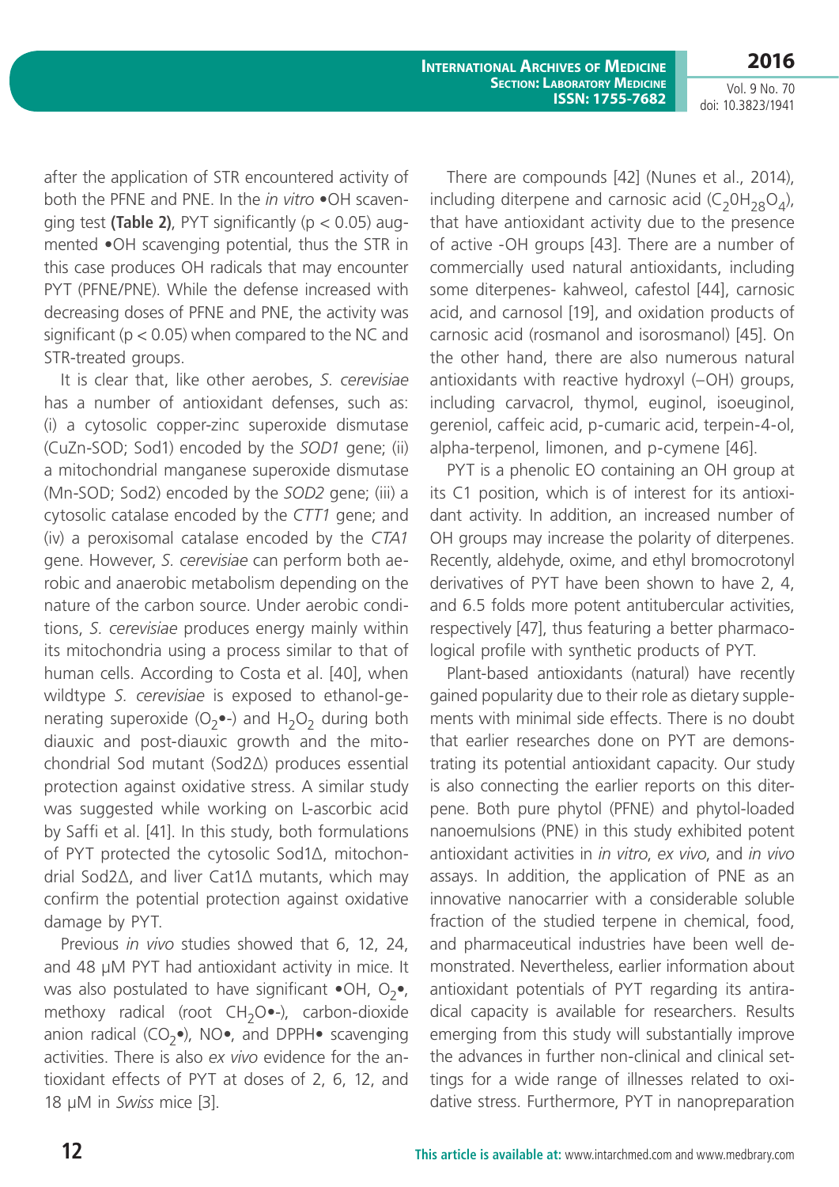after the application of STR encountered activity of both the PFNE and PNE. In the *in vitro* •OH scavenging test **(Table 2)**, PYT significantly ($p < 0.05$) augmented •OH scavenging potential, thus the STR in this case produces OH radicals that may encounter PYT (PFNE/PNE). While the defense increased with decreasing doses of PFNE and PNE, the activity was significant ($p < 0.05$) when compared to the NC and STR-treated groups.

It is clear that, like other aerobes, *S. cerevisiae* has a number of antioxidant defenses, such as: (i) a cytosolic copper-zinc superoxide dismutase (CuZn-SOD; Sod1) encoded by the *SOD1* gene; (ii) a mitochondrial manganese superoxide dismutase (Mn-SOD; Sod2) encoded by the *SOD2* gene; (iii) a cytosolic catalase encoded by the *CTT1* gene; and (iv) a peroxisomal catalase encoded by the *CTA1* gene. However, *S. cerevisiae* can perform both aerobic and anaerobic metabolism depending on the nature of the carbon source. Under aerobic conditions, *S. cerevisiae* produces energy mainly within its mitochondria using a process similar to that of human cells. According to Costa et al. [40], when wildtype *S. cerevisiae* is exposed to ethanol-generating superoxide ($O_2$•-) and $H_2O_2$ during both diauxic and post-diauxic growth and the mitochondrial Sod mutant (Sod2Δ) produces essential protection against oxidative stress. A similar study was suggested while working on L-ascorbic acid by Saffi et al. [41]. In this study, both formulations of PYT protected the cytosolic Sod1Δ, mitochondrial Sod2Δ, and liver Cat1Δ mutants, which may confirm the potential protection against oxidative damage by PYT.

Previous *in vivo* studies showed that 6, 12, 24, and 48 μM PYT had antioxidant activity in mice. It was also postulated to have significant •OH, $O_2$•, methoxy radical (root $CH_2O$•-), carbon-dioxide anion radical ($CO_2$•), NO•, and DPPH• scavenging activities. There is also *ex vivo* evidence for the antioxidant effects of PYT at doses of 2, 6, 12, and 18 μM in *Swiss* mice [3].

There are compounds [42] (Nunes et al., 2014), including diterpene and carnosic acid ($C_20H_{28}O_4$), that have antioxidant activity due to the presence of active -OH groups [43]. There are a number of commercially used natural antioxidants, including some diterpenes- kahweol, cafestol [44], carnosic acid, and carnosol [19], and oxidation products of carnosic acid (rosmanol and isorosmanol) [45]. On the other hand, there are also numerous natural antioxidants with reactive hydroxyl (–OH) groups, including carvacrol, thymol, euginol, isoeuginol, gereniol, caffeic acid, p-cumaric acid, terpein-4-ol, alpha-terpenol, limonen, and p-cymene [46].

PYT is a phenolic EO containing an OH group at its C1 position, which is of interest for its antioxidant activity. In addition, an increased number of OH groups may increase the polarity of diterpenes. Recently, aldehyde, oxime, and ethyl bromocrotonyl derivatives of PYT have been shown to have 2, 4, and 6.5 folds more potent antitubercular activities, respectively [47], thus featuring a better pharmacological profile with synthetic products of PYT.

Plant-based antioxidants (natural) have recently gained popularity due to their role as dietary supplements with minimal side effects. There is no doubt that earlier researches done on PYT are demonstrating its potential antioxidant capacity. Our study is also connecting the earlier reports on this diterpene. Both pure phytol (PFNE) and phytol-loaded nanoemulsions (PNE) in this study exhibited potent antioxidant activities in *in vitro*, *ex vivo*, and *in vivo* assays. In addition, the application of PNE as an innovative nanocarrier with a considerable soluble fraction of the studied terpene in chemical, food, and pharmaceutical industries have been well demonstrated. Nevertheless, earlier information about antioxidant potentials of PYT regarding its antiradical capacity is available for researchers. Results emerging from this study will substantially improve the advances in further non-clinical and clinical settings for a wide range of illnesses related to oxidative stress. Furthermore, PYT in nanopreparation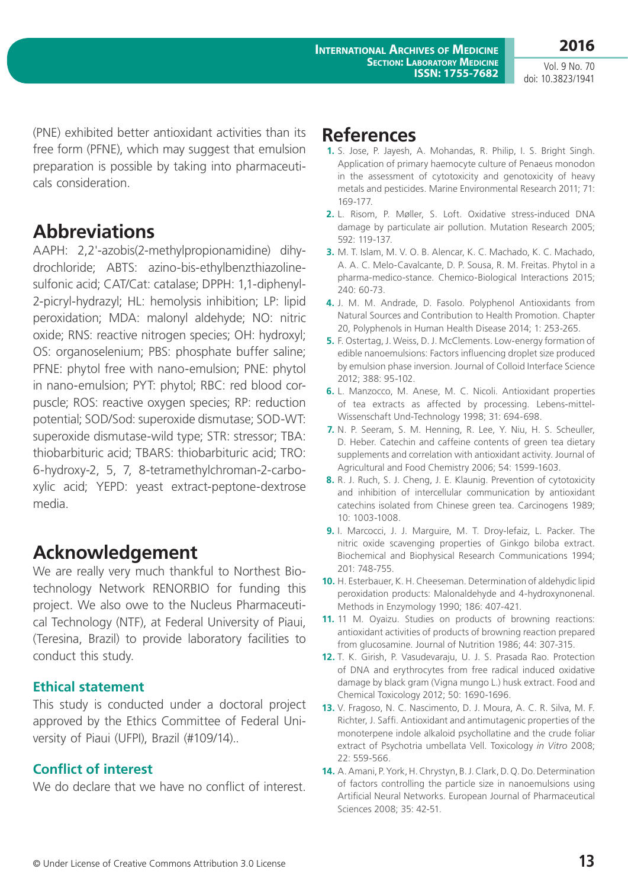(PNE) exhibited better antioxidant activities than its free form (PFNE), which may suggest that emulsion preparation is possible by taking into pharmaceuticals consideration.

## Abbreviations

AAPH: 2,2'-azobis(2-methylpropionamidine) dihydrochloride; ABTS: azino-bis-ethylbenzthiazoline-sulfonic acid; CAT/Cat: catalase; DPPH: 1,1-diphenyl-2-picryl-hydrazyl; HL: hemolysis inhibition; LP: lipid peroxidation; MDA: malonyl aldehyde; NO: nitric oxide; RNS: reactive nitrogen species; OH: hydroxyl; OS: organoselenium; PBS: phosphate buffer saline; PFNE: phytol free with nano-emulsion; PNE: phytol in nano-emulsion; PYT: phytol; RBC: red blood corpuscle; ROS: reactive oxygen species; RP: reduction potential; SOD/Sod: superoxide dismutase; SOD-WT: superoxide dismutase-wild type; STR: stressor; TBA: thiobarbituric acid; TBARS: thiobarbituric acid; TRO: 6-hydroxy-2, 5, 7, 8-tetramethylchroman-2-carboxylic acid; YEPD: yeast extract-peptone-dextrose media.

## Acknowledgement

We are really very much thankful to Northest Biotechnology Network RENORBIO for funding this project. We also owe to the Nucleus Pharmaceutical Technology (NTF), at Federal University of Piaui, (Teresina, Brazil) to provide laboratory facilities to conduct this study.

### Ethical statement

This study is conducted under a doctoral project approved by the Ethics Committee of Federal University of Piaui (UFPI), Brazil (#109/14)..

### Conflict of interest

We do declare that we have no conflict of interest.

## References

1. S. Jose, P. Jayesh, A. Mohandas, R. Philip, I. S. Bright Singh. Application of primary haemocyte culture of Penaeus monodon in the assessment of cytotoxicity and genotoxicity of heavy metals and pesticides. Marine Environmental Research 2011; 71: 169-177.
2. L. Risom, P. Møller, S. Loft. Oxidative stress-induced DNA damage by particulate air pollution. Mutation Research 2005; 592: 119-137.
3. M. T. Islam, M. V. O. B. Alencar, K. C. Machado, K. C. Machado, A. A. C. Melo-Cavalcante, D. P. Sousa, R. M. Freitas. Phytol in a pharma-medico-stance. Chemico-Biological Interactions 2015; 240: 60-73.
4. J. M. M. Andrade, D. Fasolo. Polyphenol Antioxidants from Natural Sources and Contribution to Health Promotion. Chapter 20, Polyphenols in Human Health Disease 2014; 1: 253-265.
5. F. Ostertag, J. Weiss, D. J. McClements. Low-energy formation of edible nanoemulsions: Factors influencing droplet size produced by emulsion phase inversion. Journal of Colloid Interface Science 2012; 388: 95-102.
6. L. Manzocco, M. Anese, M. C. Nicoli. Antioxidant properties of tea extracts as affected by processing. Lebens-mittel-Wissenschaft Und-Technology 1998; 31: 694-698.
7. N. P. Seeram, S. M. Henning, R. Lee, Y. Niu, H. S. Scheuller, D. Heber. Catechin and caffeine contents of green tea dietary supplements and correlation with antioxidant activity. Journal of Agricultural and Food Chemistry 2006; 54: 1599-1603.
8. R. J. Ruch, S. J. Cheng, J. E. Klaunig. Prevention of cytotoxicity and inhibition of intercellular communication by antioxidant catechins isolated from Chinese green tea. Carcinogens 1989; 10: 1003-1008.
9. I. Marcocci, J. J. Marguire, M. T. Droy-lefaiz, L. Packer. The nitric oxide scavenging properties of Ginkgo biloba extract. Biochemical and Biophysical Research Communications 1994; 201: 748-755.
10. H. Esterbauer, K. H. Cheeseman. Determination of aldehydic lipid peroxidation products: Malonaldehyde and 4-hydroxynonenal. Methods in Enzymology 1990; 186: 407-421.
11. 11 M. Oyaizu. Studies on products of browning reactions: antioxidant activities of products of browning reaction prepared from glucosamine. Journal of Nutrition 1986; 44: 307-315.
12. T. K. Girish, P. Vasudevaraju, U. J. S. Prasada Rao. Protection of DNA and erythrocytes from free radical induced oxidative damage by black gram (Vigna mungo L.) husk extract. Food and Chemical Toxicology 2012; 50: 1690-1696.
13. V. Fragoso, N. C. Nascimento, D. J. Moura, A. C. R. Silva, M. F. Richter, J. Saffi. Antioxidant and antimutagenic properties of the monoterpene indole alkaloid psychollatine and the crude foliar extract of Psychotria umbellata Vell. Toxicology *in Vitro* 2008; 22: 559-566.
14. A. Amani, P. York, H. Chrystyn, B. J. Clark, D. Q. Do. Determination of factors controlling the particle size in nanoemulsions using Artificial Neural Networks. European Journal of Pharmaceutical Sciences 2008; 35: 42-51.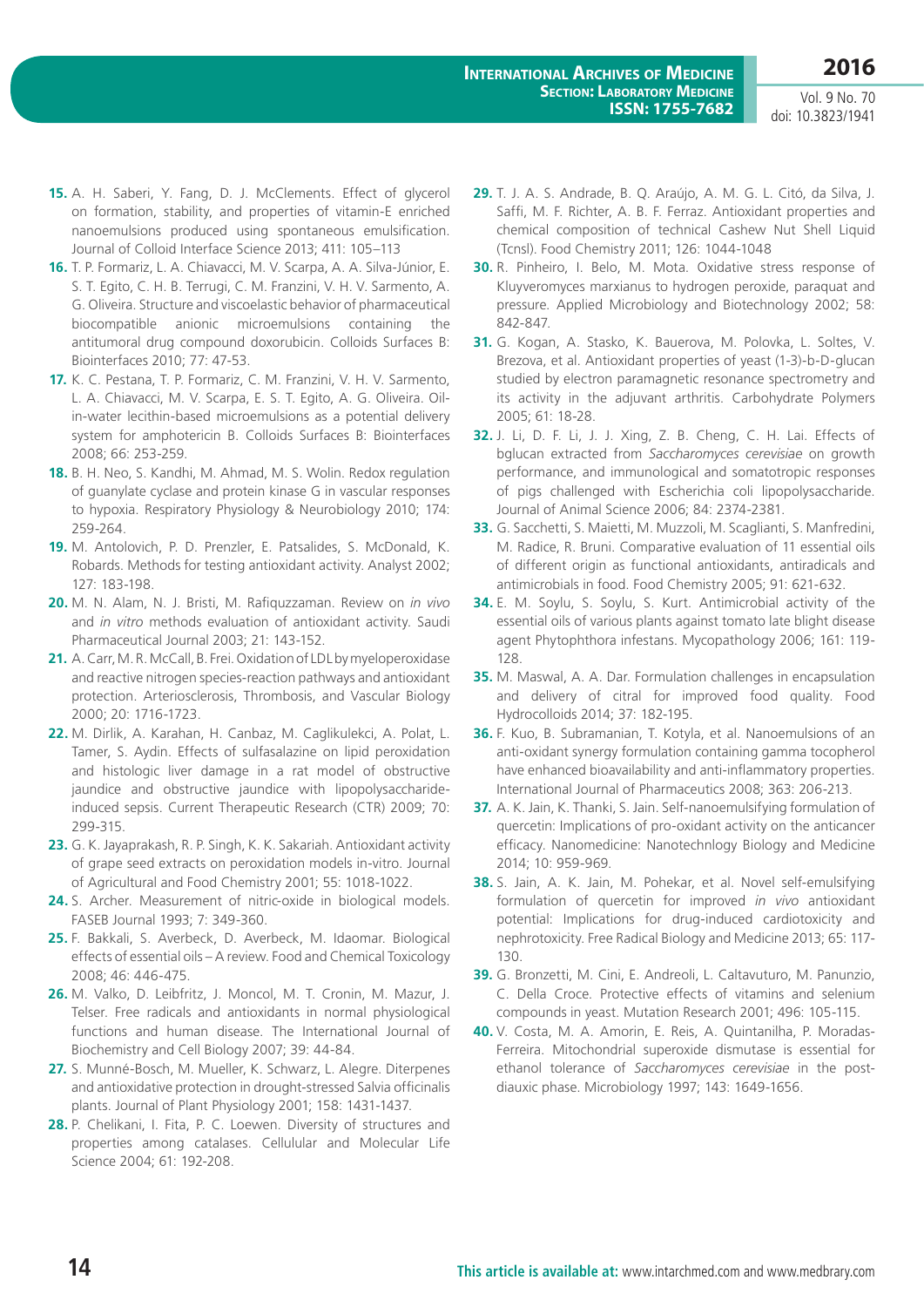15. A. H. Saberi, Y. Fang, D. J. McClements. Effect of glycerol on formation, stability, and properties of vitamin-E enriched nanoemulsions produced using spontaneous emulsification. Journal of Colloid Interface Science 2013; 411: 105–113

16. T. P. Formariz, L. A. Chiavacci, M. V. Scarpa, A. A. Silva-Júnior, E. S. T. Egito, C. H. B. Terrugi, C. M. Franzini, V. H. V. Sarmento, A. G. Oliveira. Structure and viscoelastic behavior of pharmaceutical biocompatible anionic microemulsions containing the antitumoral drug compound doxorubicin. Colloids Surfaces B: Biointerfaces 2010; 77: 47-53.

17. K. C. Pestana, T. P. Formariz, C. M. Franzini, V. H. V. Sarmento, L. A. Chiavacci, M. V. Scarpa, E. S. T. Egito, A. G. Oliveira. Oil-in-water lecithin-based microemulsions as a potential delivery system for amphotericin B. Colloids Surfaces B: Biointerfaces 2008; 66: 253-259.

18. B. H. Neo, S. Kandhi, M. Ahmad, M. S. Wolin. Redox regulation of guanylate cyclase and protein kinase G in vascular responses to hypoxia. Respiratory Physiology & Neurobiology 2010; 174: 259-264.

19. M. Antolovich, P. D. Prenzler, E. Patsalides, S. McDonald, K. Robards. Methods for testing antioxidant activity. Analyst 2002; 127: 183-198.

20. M. N. Alam, N. J. Bristi, M. Rafiquzzaman. Review on *in vivo* and *in vitro* methods evaluation of antioxidant activity. Saudi Pharmaceutical Journal 2003; 21: 143-152.

21. A. Carr, M. R. McCall, B. Frei. Oxidation of LDL by myeloperoxidase and reactive nitrogen species-reaction pathways and antioxidant protection. Arteriosclerosis, Thrombosis, and Vascular Biology 2000; 20: 1716-1723.

22. M. Dirlik, A. Karahan, H. Canbaz, M. Caglikulekci, A. Polat, L. Tamer, S. Aydin. Effects of sulfasalazine on lipid peroxidation and histologic liver damage in a rat model of obstructive jaundice and obstructive jaundice with lipopolysaccharide-induced sepsis. Current Therapeutic Research (CTR) 2009; 70: 299-315.

23. G. K. Jayaprakash, R. P. Singh, K. K. Sakariah. Antioxidant activity of grape seed extracts on peroxidation models in-vitro. Journal of Agricultural and Food Chemistry 2001; 55: 1018-1022.

24. S. Archer. Measurement of nitric-oxide in biological models. FASEB Journal 1993; 7: 349-360.

25. F. Bakkali, S. Averbeck, D. Averbeck, M. Idaomar. Biological effects of essential oils – A review. Food and Chemical Toxicology 2008; 46: 446-475.

26. M. Valko, D. Leibfritz, J. Moncol, M. T. Cronin, M. Mazur, J. Telser. Free radicals and antioxidants in normal physiological functions and human disease. The International Journal of Biochemistry and Cell Biology 2007; 39: 44-84.

27. S. Munné-Bosch, M. Mueller, K. Schwarz, L. Alegre. Diterpenes and antioxidative protection in drought-stressed Salvia officinalis plants. Journal of Plant Physiology 2001; 158: 1431-1437.

28. P. Chelikani, I. Fita, P. C. Loewen. Diversity of structures and properties among catalases. Cellulular and Molecular Life Science 2004; 61: 192-208.

29. T. J. A. S. Andrade, B. Q. Araújo, A. M. G. L. Citó, da Silva, J. Saffi, M. F. Richter, A. B. F. Ferraz. Antioxidant properties and chemical composition of technical Cashew Nut Shell Liquid (Tcnsl). Food Chemistry 2011; 126: 1044-1048

30. R. Pinheiro, I. Belo, M. Mota. Oxidative stress response of Kluyveromyces marxianus to hydrogen peroxide, paraquat and pressure. Applied Microbiology and Biotechnology 2002; 58: 842-847.

31. G. Kogan, A. Stasko, K. Bauerova, M. Polovka, L. Soltes, V. Brezova, et al. Antioxidant properties of yeast (1-3)-b-D-glucan studied by electron paramagnetic resonance spectrometry and its activity in the adjuvant arthritis. Carbohydrate Polymers 2005; 61: 18-28.

32. J. Li, D. F. Li, J. J. Xing, Z. B. Cheng, C. H. Lai. Effects of bglucan extracted from *Saccharomyces cerevisiae* on growth performance, and immunological and somatotropic responses of pigs challenged with Escherichia coli lipopolysaccharide. Journal of Animal Science 2006; 84: 2374-2381.

33. G. Sacchetti, S. Maietti, M. Muzzoli, M. Scaglianti, S. Manfredini, M. Radice, R. Bruni. Comparative evaluation of 11 essential oils of different origin as functional antioxidants, antiradicals and antimicrobials in food. Food Chemistry 2005; 91: 621-632.

34. E. M. Soylu, S. Soylu, S. Kurt. Antimicrobial activity of the essential oils of various plants against tomato late blight disease agent Phytophthora infestans. Mycopathology 2006; 161: 119-128.

35. M. Maswal, A. A. Dar. Formulation challenges in encapsulation and delivery of citral for improved food quality. Food Hydrocolloids 2014; 37: 182-195.

36. F. Kuo, B. Subramanian, T. Kotyla, et al. Nanoemulsions of an anti-oxidant synergy formulation containing gamma tocopherol have enhanced bioavailability and anti-inflammatory properties. International Journal of Pharmaceutics 2008; 363: 206-213.

37. A. K. Jain, K. Thanki, S. Jain. Self-nanoemulsifying formulation of quercetin: Implications of pro-oxidant activity on the anticancer efficacy. Nanomedicine: Nanotechnlogy Biology and Medicine 2014; 10: 959-969.

38. S. Jain, A. K. Jain, M. Pohekar, et al. Novel self-emulsifying formulation of quercetin for improved *in vivo* antioxidant potential: Implications for drug-induced cardiotoxicity and nephrotoxicity. Free Radical Biology and Medicine 2013; 65: 117-130.

39. G. Bronzetti, M. Cini, E. Andreoli, L. Caltavuturo, M. Panunzio, C. Della Croce. Protective effects of vitamins and selenium compounds in yeast. Mutation Research 2001; 496: 105-115.

40. V. Costa, M. A. Amorin, E. Reis, A. Quintanilha, P. Moradas-Ferreira. Mitochondrial superoxide dismutase is essential for ethanol tolerance of *Saccharomyces cerevisiae* in the post-diauxic phase. Microbiology 1997; 143: 1649-1656.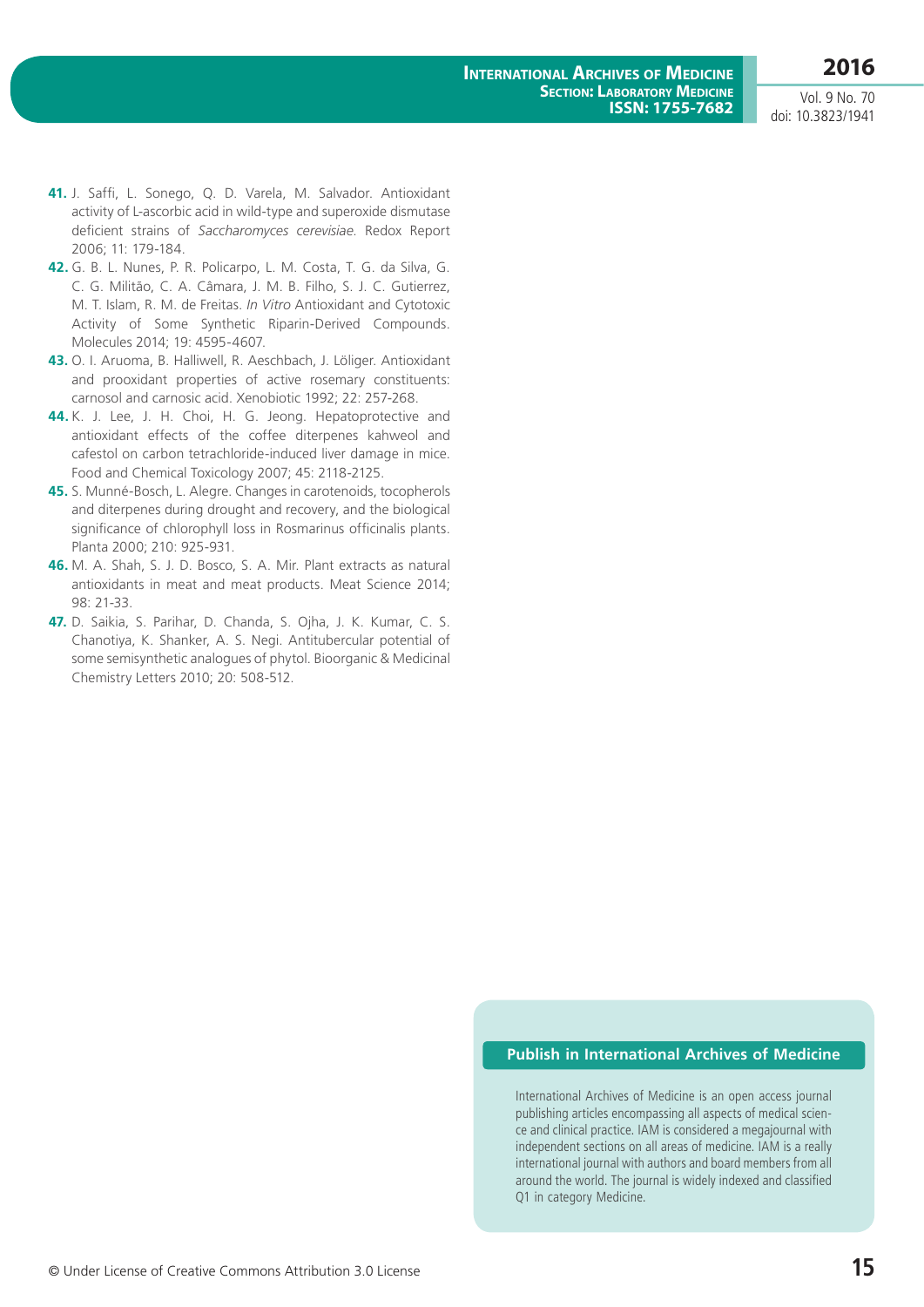41. J. Saffi, L. Sonego, Q. D. Varela, M. Salvador. Antioxidant activity of L-ascorbic acid in wild-type and superoxide dismutase deficient strains of *Saccharomyces cerevisiae*. Redox Report 2006; 11: 179-184.

42. G. B. L. Nunes, P. R. Policarpo, L. M. Costa, T. G. da Silva, G. C. G. Militão, C. A. Câmara, J. M. B. Filho, S. J. C. Gutierrez, M. T. Islam, R. M. de Freitas. *In Vitro* Antioxidant and Cytotoxic Activity of Some Synthetic Riparin-Derived Compounds. Molecules 2014; 19: 4595-4607.

43. O. I. Aruoma, B. Halliwell, R. Aeschbach, J. Löliger. Antioxidant and prooxidant properties of active rosemary constituents: carnosol and carnosic acid. Xenobiotic 1992; 22: 257-268.

44. K. J. Lee, J. H. Choi, H. G. Jeong. Hepatoprotective and antioxidant effects of the coffee diterpenes kahweol and cafestol on carbon tetrachloride-induced liver damage in mice. Food and Chemical Toxicology 2007; 45: 2118-2125.

45. S. Munné-Bosch, L. Alegre. Changes in carotenoids, tocopherols and diterpenes during drought and recovery, and the biological significance of chlorophyll loss in Rosmarinus officinalis plants. Planta 2000; 210: 925-931.

46. M. A. Shah, S. J. D. Bosco, S. A. Mir. Plant extracts as natural antioxidants in meat and meat products. Meat Science 2014; 98: 21-33.

47. D. Saikia, S. Parihar, D. Chanda, S. Ojha, J. K. Kumar, C. S. Chanotiya, K. Shanker, A. S. Negi. Antitubercular potential of some semisynthetic analogues of phytol. Bioorganic & Medicinal Chemistry Letters 2010; 20: 508-512.

**Publish in International Archives of Medicine**

International Archives of Medicine is an open access journal publishing articles encompassing all aspects of medical science and clinical practice. IAM is considered a megajournal with independent sections on all areas of medicine. IAM is a really international journal with authors and board members from all around the world. The journal is widely indexed and classified Q1 in category Medicine.

© Under License of Creative Commons Attribution 3.0 License